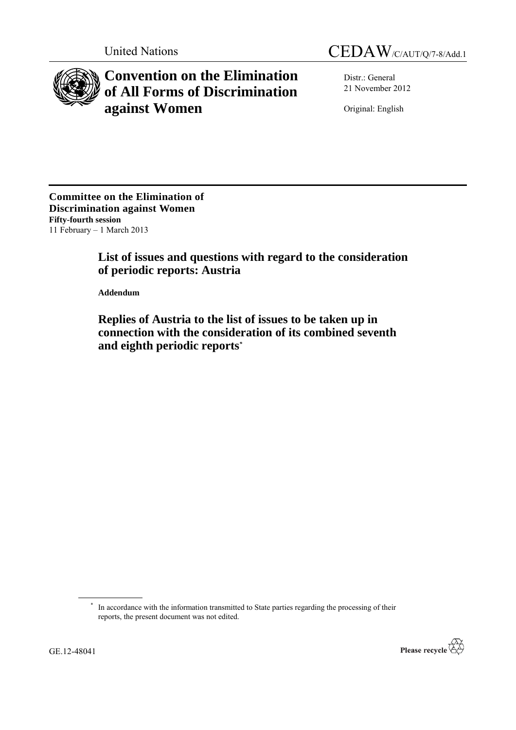United Nations

CEDAW/C/AUT/Q/7-8/Add.1

# Convention on the Elimination of All Forms of Discrimination against Women

Distr.: General
21 November 2012

Original: English

**Committee on the Elimination of Discrimination against Women**
**Fifty-fourth session**
11 February – 1 March 2013

## List of issues and questions with regard to the consideration of periodic reports: Austria

**Addendum**

## Replies of Austria to the list of issues to be taken up in connection with the consideration of its combined seventh and eighth periodic reports*

* In accordance with the information transmitted to State parties regarding the processing of their reports, the present document was not edited.

GE.12-48041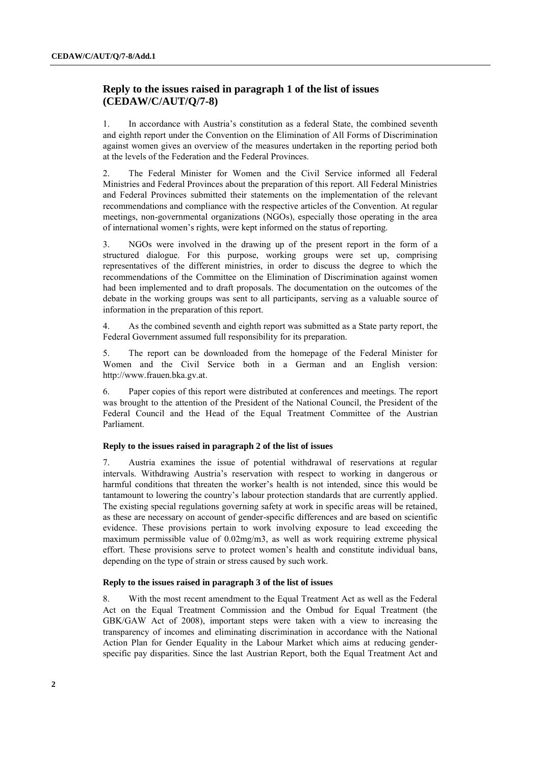## Reply to the issues raised in paragraph 1 of the list of issues (CEDAW/C/AUT/Q/7-8)

1. In accordance with Austria's constitution as a federal State, the combined seventh and eighth report under the Convention on the Elimination of All Forms of Discrimination against women gives an overview of the measures undertaken in the reporting period both at the levels of the Federation and the Federal Provinces.

2. The Federal Minister for Women and the Civil Service informed all Federal Ministries and Federal Provinces about the preparation of this report. All Federal Ministries and Federal Provinces submitted their statements on the implementation of the relevant recommendations and compliance with the respective articles of the Convention. At regular meetings, non-governmental organizations (NGOs), especially those operating in the area of international women's rights, were kept informed on the status of reporting.

3. NGOs were involved in the drawing up of the present report in the form of a structured dialogue. For this purpose, working groups were set up, comprising representatives of the different ministries, in order to discuss the degree to which the recommendations of the Committee on the Elimination of Discrimination against women had been implemented and to draft proposals. The documentation on the outcomes of the debate in the working groups was sent to all participants, serving as a valuable source of information in the preparation of this report.

4. As the combined seventh and eighth report was submitted as a State party report, the Federal Government assumed full responsibility for its preparation.

5. The report can be downloaded from the homepage of the Federal Minister for Women and the Civil Service both in a German and an English version: http://www.frauen.bka.gv.at.

6. Paper copies of this report were distributed at conferences and meetings. The report was brought to the attention of the President of the National Council, the President of the Federal Council and the Head of the Equal Treatment Committee of the Austrian Parliament.

### Reply to the issues raised in paragraph 2 of the list of issues

7. Austria examines the issue of potential withdrawal of reservations at regular intervals. Withdrawing Austria's reservation with respect to working in dangerous or harmful conditions that threaten the worker's health is not intended, since this would be tantamount to lowering the country's labour protection standards that are currently applied. The existing special regulations governing safety at work in specific areas will be retained, as these are necessary on account of gender-specific differences and are based on scientific evidence. These provisions pertain to work involving exposure to lead exceeding the maximum permissible value of 0.02mg/m3, as well as work requiring extreme physical effort. These provisions serve to protect women's health and constitute individual bans, depending on the type of strain or stress caused by such work.

### Reply to the issues raised in paragraph 3 of the list of issues

8. With the most recent amendment to the Equal Treatment Act as well as the Federal Act on the Equal Treatment Commission and the Ombud for Equal Treatment (the GBK/GAW Act of 2008), important steps were taken with a view to increasing the transparency of incomes and eliminating discrimination in accordance with the National Action Plan for Gender Equality in the Labour Market which aims at reducing gender-specific pay disparities. Since the last Austrian Report, both the Equal Treatment Act and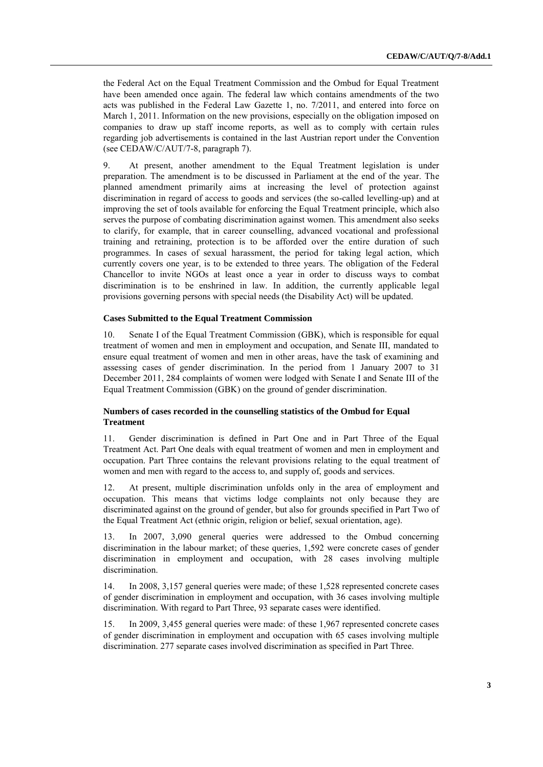the Federal Act on the Equal Treatment Commission and the Ombud for Equal Treatment have been amended once again. The federal law which contains amendments of the two acts was published in the Federal Law Gazette 1, no. 7/2011, and entered into force on March 1, 2011. Information on the new provisions, especially on the obligation imposed on companies to draw up staff income reports, as well as to comply with certain rules regarding job advertisements is contained in the last Austrian report under the Convention (see CEDAW/C/AUT/7-8, paragraph 7).

9. At present, another amendment to the Equal Treatment legislation is under preparation. The amendment is to be discussed in Parliament at the end of the year. The planned amendment primarily aims at increasing the level of protection against discrimination in regard of access to goods and services (the so-called levelling-up) and at improving the set of tools available for enforcing the Equal Treatment principle, which also serves the purpose of combating discrimination against women. This amendment also seeks to clarify, for example, that in career counselling, advanced vocational and professional training and retraining, protection is to be afforded over the entire duration of such programmes. In cases of sexual harassment, the period for taking legal action, which currently covers one year, is to be extended to three years. The obligation of the Federal Chancellor to invite NGOs at least once a year in order to discuss ways to combat discrimination is to be enshrined in law. In addition, the currently applicable legal provisions governing persons with special needs (the Disability Act) will be updated.

**Cases Submitted to the Equal Treatment Commission**

10. Senate I of the Equal Treatment Commission (GBK), which is responsible for equal treatment of women and men in employment and occupation, and Senate III, mandated to ensure equal treatment of women and men in other areas, have the task of examining and assessing cases of gender discrimination. In the period from 1 January 2007 to 31 December 2011, 284 complaints of women were lodged with Senate I and Senate III of the Equal Treatment Commission (GBK) on the ground of gender discrimination.

**Numbers of cases recorded in the counselling statistics of the Ombud for Equal Treatment**

11. Gender discrimination is defined in Part One and in Part Three of the Equal Treatment Act. Part One deals with equal treatment of women and men in employment and occupation. Part Three contains the relevant provisions relating to the equal treatment of women and men with regard to the access to, and supply of, goods and services.

12. At present, multiple discrimination unfolds only in the area of employment and occupation. This means that victims lodge complaints not only because they are discriminated against on the ground of gender, but also for grounds specified in Part Two of the Equal Treatment Act (ethnic origin, religion or belief, sexual orientation, age).

13. In 2007, 3,090 general queries were addressed to the Ombud concerning discrimination in the labour market; of these queries, 1,592 were concrete cases of gender discrimination in employment and occupation, with 28 cases involving multiple discrimination.

14. In 2008, 3,157 general queries were made; of these 1,528 represented concrete cases of gender discrimination in employment and occupation, with 36 cases involving multiple discrimination. With regard to Part Three, 93 separate cases were identified.

15. In 2009, 3,455 general queries were made: of these 1,967 represented concrete cases of gender discrimination in employment and occupation with 65 cases involving multiple discrimination. 277 separate cases involved discrimination as specified in Part Three.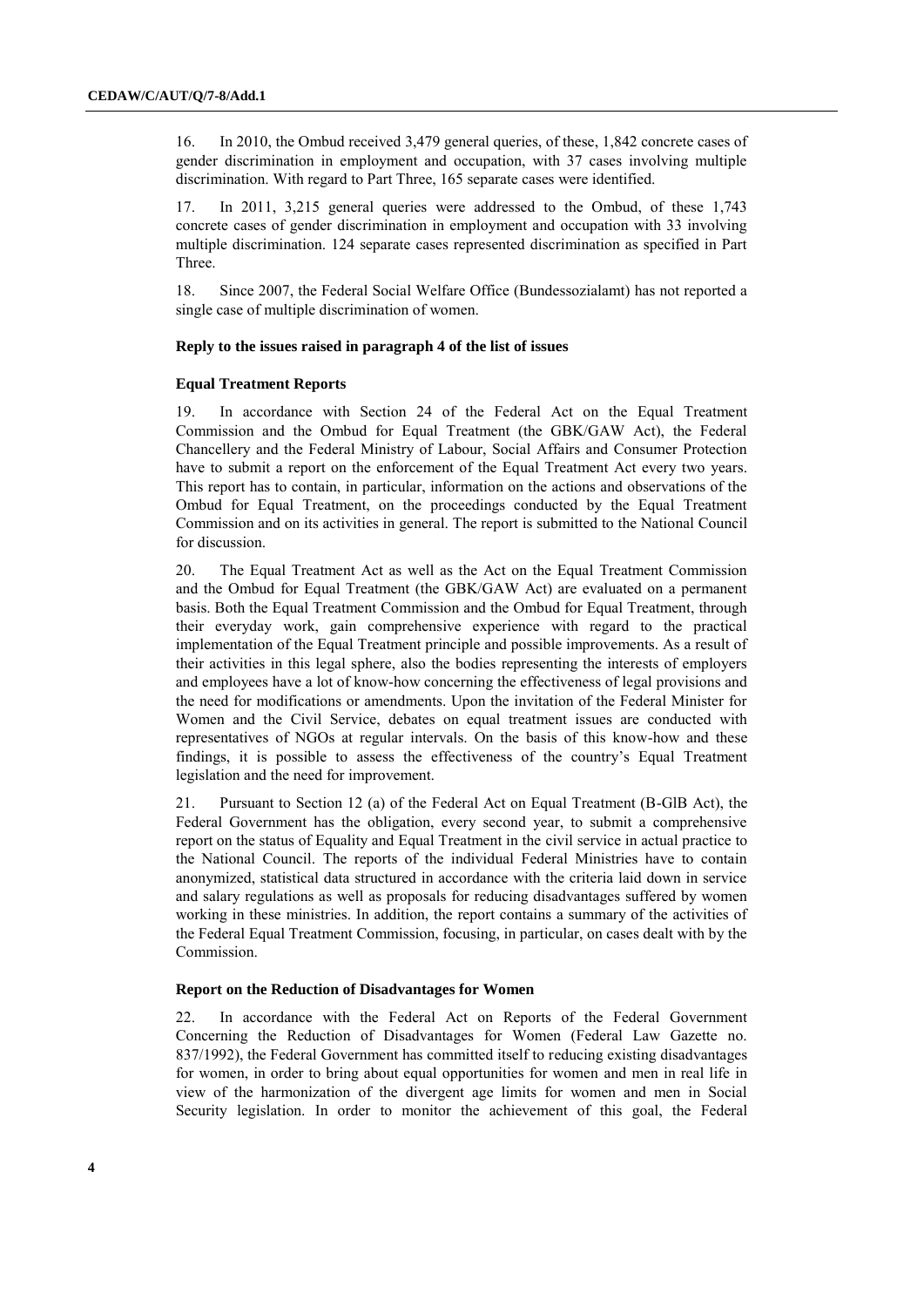16. In 2010, the Ombud received 3,479 general queries, of these, 1,842 concrete cases of gender discrimination in employment and occupation, with 37 cases involving multiple discrimination. With regard to Part Three, 165 separate cases were identified.

17. In 2011, 3,215 general queries were addressed to the Ombud, of these 1,743 concrete cases of gender discrimination in employment and occupation with 33 involving multiple discrimination. 124 separate cases represented discrimination as specified in Part Three.

18. Since 2007, the Federal Social Welfare Office (Bundessozialamt) has not reported a single case of multiple discrimination of women.

### Reply to the issues raised in paragraph 4 of the list of issues

#### Equal Treatment Reports

19. In accordance with Section 24 of the Federal Act on the Equal Treatment Commission and the Ombud for Equal Treatment (the GBK/GAW Act), the Federal Chancellery and the Federal Ministry of Labour, Social Affairs and Consumer Protection have to submit a report on the enforcement of the Equal Treatment Act every two years. This report has to contain, in particular, information on the actions and observations of the Ombud for Equal Treatment, on the proceedings conducted by the Equal Treatment Commission and on its activities in general. The report is submitted to the National Council for discussion.

20. The Equal Treatment Act as well as the Act on the Equal Treatment Commission and the Ombud for Equal Treatment (the GBK/GAW Act) are evaluated on a permanent basis. Both the Equal Treatment Commission and the Ombud for Equal Treatment, through their everyday work, gain comprehensive experience with regard to the practical implementation of the Equal Treatment principle and possible improvements. As a result of their activities in this legal sphere, also the bodies representing the interests of employers and employees have a lot of know-how concerning the effectiveness of legal provisions and the need for modifications or amendments. Upon the invitation of the Federal Minister for Women and the Civil Service, debates on equal treatment issues are conducted with representatives of NGOs at regular intervals. On the basis of this know-how and these findings, it is possible to assess the effectiveness of the country's Equal Treatment legislation and the need for improvement.

21. Pursuant to Section 12 (a) of the Federal Act on Equal Treatment (B-GlB Act), the Federal Government has the obligation, every second year, to submit a comprehensive report on the status of Equality and Equal Treatment in the civil service in actual practice to the National Council. The reports of the individual Federal Ministries have to contain anonymized, statistical data structured in accordance with the criteria laid down in service and salary regulations as well as proposals for reducing disadvantages suffered by women working in these ministries. In addition, the report contains a summary of the activities of the Federal Equal Treatment Commission, focusing, in particular, on cases dealt with by the Commission.

#### Report on the Reduction of Disadvantages for Women

22. In accordance with the Federal Act on Reports of the Federal Government Concerning the Reduction of Disadvantages for Women (Federal Law Gazette no. 837/1992), the Federal Government has committed itself to reducing existing disadvantages for women, in order to bring about equal opportunities for women and men in real life in view of the harmonization of the divergent age limits for women and men in Social Security legislation. In order to monitor the achievement of this goal, the Federal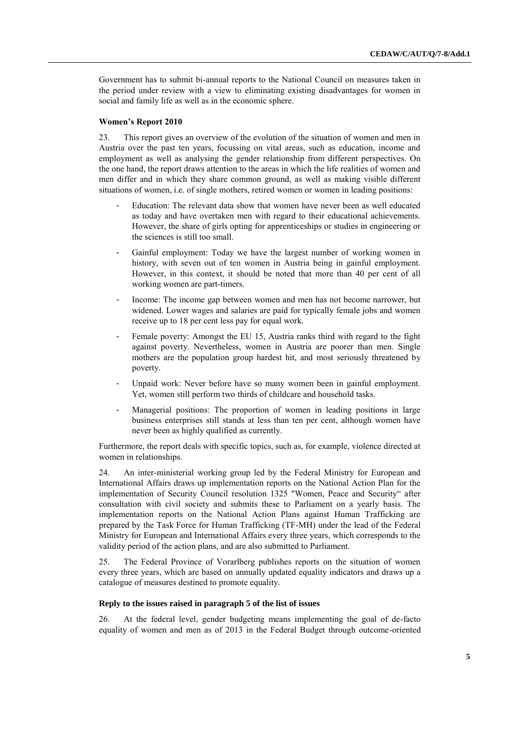Government has to submit bi-annual reports to the National Council on measures taken in the period under review with a view to eliminating existing disadvantages for women in social and family life as well as in the economic sphere.

**Women's Report 2010**

23. This report gives an overview of the evolution of the situation of women and men in Austria over the past ten years, focussing on vital areas, such as education, income and employment as well as analysing the gender relationship from different perspectives. On the one hand, the report draws attention to the areas in which the life realities of women and men differ and in which they share common ground, as well as making visible different situations of women, i.e. of single mothers, retired women or women in leading positions:

- Education: The relevant data show that women have never been as well educated as today and have overtaken men with regard to their educational achievements. However, the share of girls opting for apprenticeships or studies in engineering or the sciences is still too small.
- Gainful employment: Today we have the largest number of working women in history, with seven out of ten women in Austria being in gainful employment. However, in this context, it should be noted that more than 40 per cent of all working women are part-timers.
- Income: The income gap between women and men has not become narrower, but widened. Lower wages and salaries are paid for typically female jobs and women receive up to 18 per cent less pay for equal work.
- Female poverty: Amongst the EU 15, Austria ranks third with regard to the fight against poverty. Nevertheless, women in Austria are poorer than men. Single mothers are the population group hardest hit, and most seriously threatened by poverty.
- Unpaid work: Never before have so many women been in gainful employment. Yet, women still perform two thirds of childcare and household tasks.
- Managerial positions: The proportion of women in leading positions in large business enterprises still stands at less than ten per cent, although women have never been as highly qualified as currently.

Furthermore, the report deals with specific topics, such as, for example, violence directed at women in relationships.

24. An inter-ministerial working group led by the Federal Ministry for European and International Affairs draws up implementation reports on the National Action Plan for the implementation of Security Council resolution 1325 "Women, Peace and Security" after consultation with civil society and submits these to Parliament on a yearly basis. The implementation reports on the National Action Plans against Human Trafficking are prepared by the Task Force for Human Trafficking (TF-MH) under the lead of the Federal Ministry for European and International Affairs every three years, which corresponds to the validity period of the action plans, and are also submitted to Parliament.

25. The Federal Province of Vorarlberg publishes reports on the situation of women every three years, which are based on annually updated equality indicators and draws up a catalogue of measures destined to promote equality.

**Reply to the issues raised in paragraph 5 of the list of issues**

26. At the federal level, gender budgeting means implementing the goal of de-facto equality of women and men as of 2013 in the Federal Budget through outcome-oriented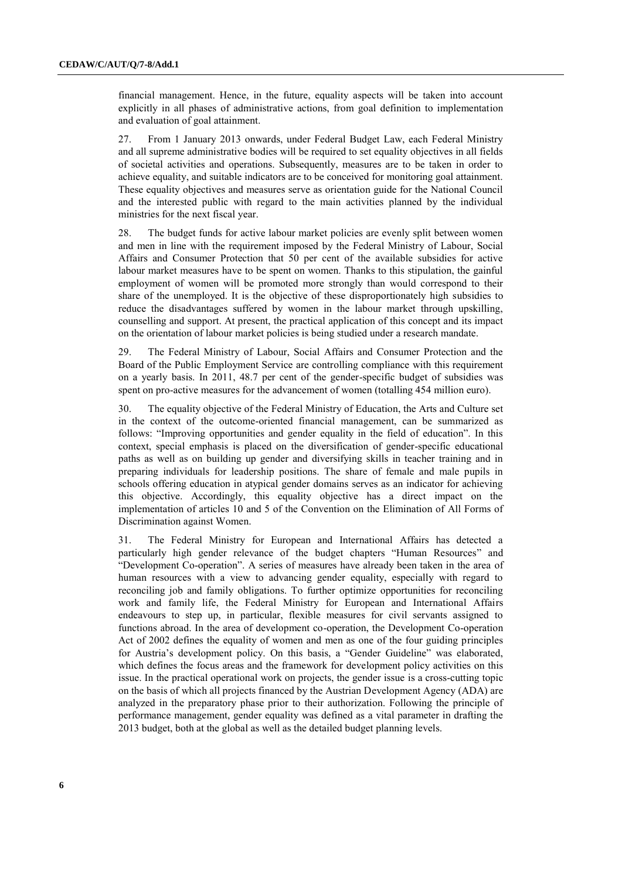financial management. Hence, in the future, equality aspects will be taken into account explicitly in all phases of administrative actions, from goal definition to implementation and evaluation of goal attainment.

27. From 1 January 2013 onwards, under Federal Budget Law, each Federal Ministry and all supreme administrative bodies will be required to set equality objectives in all fields of societal activities and operations. Subsequently, measures are to be taken in order to achieve equality, and suitable indicators are to be conceived for monitoring goal attainment. These equality objectives and measures serve as orientation guide for the National Council and the interested public with regard to the main activities planned by the individual ministries for the next fiscal year.

28. The budget funds for active labour market policies are evenly split between women and men in line with the requirement imposed by the Federal Ministry of Labour, Social Affairs and Consumer Protection that 50 per cent of the available subsidies for active labour market measures have to be spent on women. Thanks to this stipulation, the gainful employment of women will be promoted more strongly than would correspond to their share of the unemployed. It is the objective of these disproportionately high subsidies to reduce the disadvantages suffered by women in the labour market through upskilling, counselling and support. At present, the practical application of this concept and its impact on the orientation of labour market policies is being studied under a research mandate.

29. The Federal Ministry of Labour, Social Affairs and Consumer Protection and the Board of the Public Employment Service are controlling compliance with this requirement on a yearly basis. In 2011, 48.7 per cent of the gender-specific budget of subsidies was spent on pro-active measures for the advancement of women (totalling 454 million euro).

30. The equality objective of the Federal Ministry of Education, the Arts and Culture set in the context of the outcome-oriented financial management, can be summarized as follows: "Improving opportunities and gender equality in the field of education". In this context, special emphasis is placed on the diversification of gender-specific educational paths as well as on building up gender and diversifying skills in teacher training and in preparing individuals for leadership positions. The share of female and male pupils in schools offering education in atypical gender domains serves as an indicator for achieving this objective. Accordingly, this equality objective has a direct impact on the implementation of articles 10 and 5 of the Convention on the Elimination of All Forms of Discrimination against Women.

31. The Federal Ministry for European and International Affairs has detected a particularly high gender relevance of the budget chapters "Human Resources" and "Development Co-operation". A series of measures have already been taken in the area of human resources with a view to advancing gender equality, especially with regard to reconciling job and family obligations. To further optimize opportunities for reconciling work and family life, the Federal Ministry for European and International Affairs endeavours to step up, in particular, flexible measures for civil servants assigned to functions abroad. In the area of development co-operation, the Development Co-operation Act of 2002 defines the equality of women and men as one of the four guiding principles for Austria's development policy. On this basis, a "Gender Guideline" was elaborated, which defines the focus areas and the framework for development policy activities on this issue. In the practical operational work on projects, the gender issue is a cross-cutting topic on the basis of which all projects financed by the Austrian Development Agency (ADA) are analyzed in the preparatory phase prior to their authorization. Following the principle of performance management, gender equality was defined as a vital parameter in drafting the 2013 budget, both at the global as well as the detailed budget planning levels.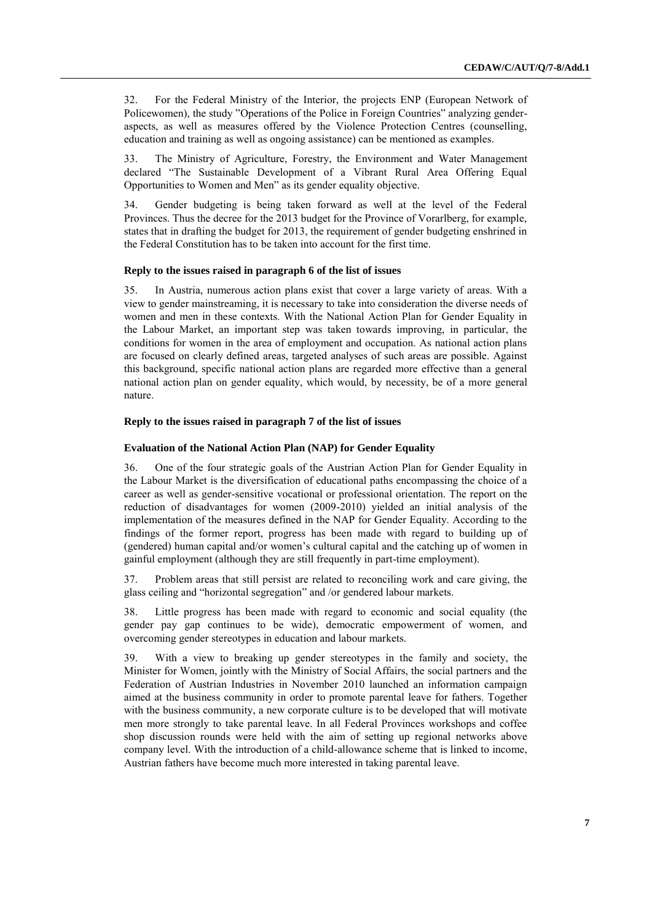32. For the Federal Ministry of the Interior, the projects ENP (European Network of Policewomen), the study "Operations of the Police in Foreign Countries" analyzing gender-aspects, as well as measures offered by the Violence Protection Centres (counselling, education and training as well as ongoing assistance) can be mentioned as examples.

33. The Ministry of Agriculture, Forestry, the Environment and Water Management declared "The Sustainable Development of a Vibrant Rural Area Offering Equal Opportunities to Women and Men" as its gender equality objective.

34. Gender budgeting is being taken forward as well at the level of the Federal Provinces. Thus the decree for the 2013 budget for the Province of Vorarlberg, for example, states that in drafting the budget for 2013, the requirement of gender budgeting enshrined in the Federal Constitution has to be taken into account for the first time.

**Reply to the issues raised in paragraph 6 of the list of issues**

35. In Austria, numerous action plans exist that cover a large variety of areas. With a view to gender mainstreaming, it is necessary to take into consideration the diverse needs of women and men in these contexts. With the National Action Plan for Gender Equality in the Labour Market, an important step was taken towards improving, in particular, the conditions for women in the area of employment and occupation. As national action plans are focused on clearly defined areas, targeted analyses of such areas are possible. Against this background, specific national action plans are regarded more effective than a general national action plan on gender equality, which would, by necessity, be of a more general nature.

**Reply to the issues raised in paragraph 7 of the list of issues**

**Evaluation of the National Action Plan (NAP) for Gender Equality**

36. One of the four strategic goals of the Austrian Action Plan for Gender Equality in the Labour Market is the diversification of educational paths encompassing the choice of a career as well as gender-sensitive vocational or professional orientation. The report on the reduction of disadvantages for women (2009-2010) yielded an initial analysis of the implementation of the measures defined in the NAP for Gender Equality. According to the findings of the former report, progress has been made with regard to building up of (gendered) human capital and/or women's cultural capital and the catching up of women in gainful employment (although they are still frequently in part-time employment).

37. Problem areas that still persist are related to reconciling work and care giving, the glass ceiling and "horizontal segregation" and /or gendered labour markets.

38. Little progress has been made with regard to economic and social equality (the gender pay gap continues to be wide), democratic empowerment of women, and overcoming gender stereotypes in education and labour markets.

39. With a view to breaking up gender stereotypes in the family and society, the Minister for Women, jointly with the Ministry of Social Affairs, the social partners and the Federation of Austrian Industries in November 2010 launched an information campaign aimed at the business community in order to promote parental leave for fathers. Together with the business community, a new corporate culture is to be developed that will motivate men more strongly to take parental leave. In all Federal Provinces workshops and coffee shop discussion rounds were held with the aim of setting up regional networks above company level. With the introduction of a child-allowance scheme that is linked to income, Austrian fathers have become much more interested in taking parental leave.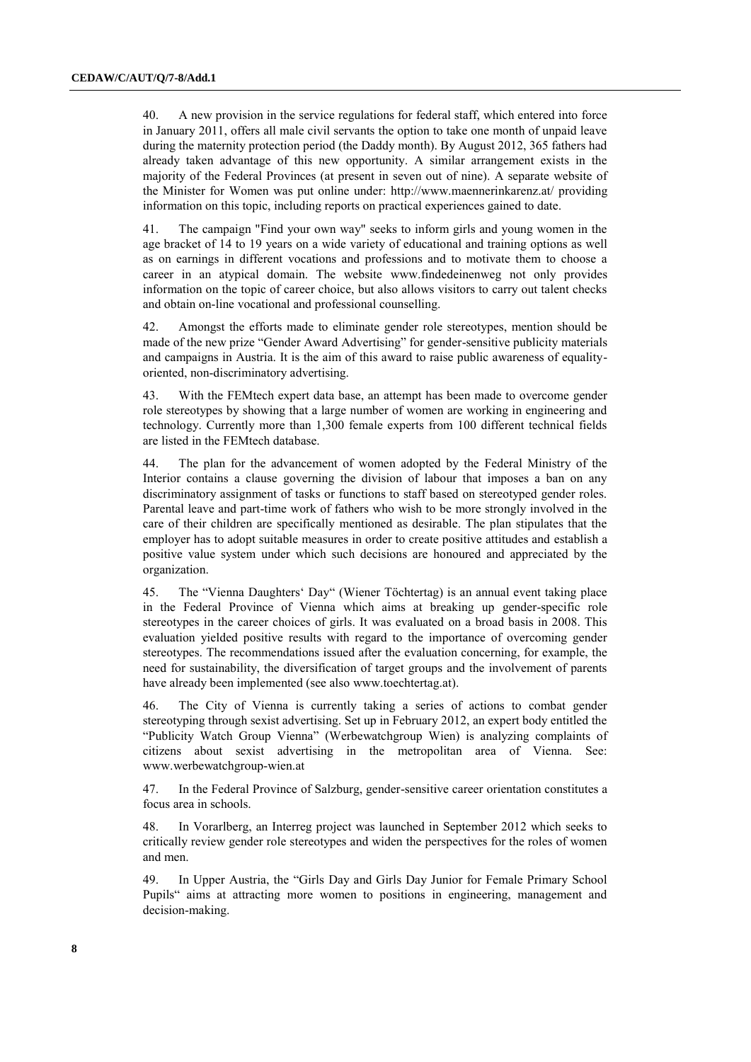40. A new provision in the service regulations for federal staff, which entered into force in January 2011, offers all male civil servants the option to take one month of unpaid leave during the maternity protection period (the Daddy month). By August 2012, 365 fathers had already taken advantage of this new opportunity. A similar arrangement exists in the majority of the Federal Provinces (at present in seven out of nine). A separate website of the Minister for Women was put online under: http://www.maennerinkarenz.at/ providing information on this topic, including reports on practical experiences gained to date.

41. The campaign "Find your own way" seeks to inform girls and young women in the age bracket of 14 to 19 years on a wide variety of educational and training options as well as on earnings in different vocations and professions and to motivate them to choose a career in an atypical domain. The website www.findedeinenweg not only provides information on the topic of career choice, but also allows visitors to carry out talent checks and obtain on-line vocational and professional counselling.

42. Amongst the efforts made to eliminate gender role stereotypes, mention should be made of the new prize "Gender Award Advertising" for gender-sensitive publicity materials and campaigns in Austria. It is the aim of this award to raise public awareness of equality-oriented, non-discriminatory advertising.

43. With the FEMtech expert data base, an attempt has been made to overcome gender role stereotypes by showing that a large number of women are working in engineering and technology. Currently more than 1,300 female experts from 100 different technical fields are listed in the FEMtech database.

44. The plan for the advancement of women adopted by the Federal Ministry of the Interior contains a clause governing the division of labour that imposes a ban on any discriminatory assignment of tasks or functions to staff based on stereotyped gender roles. Parental leave and part-time work of fathers who wish to be more strongly involved in the care of their children are specifically mentioned as desirable. The plan stipulates that the employer has to adopt suitable measures in order to create positive attitudes and establish a positive value system under which such decisions are honoured and appreciated by the organization.

45. The "Vienna Daughters' Day" (Wiener Töchtertag) is an annual event taking place in the Federal Province of Vienna which aims at breaking up gender-specific role stereotypes in the career choices of girls. It was evaluated on a broad basis in 2008. This evaluation yielded positive results with regard to the importance of overcoming gender stereotypes. The recommendations issued after the evaluation concerning, for example, the need for sustainability, the diversification of target groups and the involvement of parents have already been implemented (see also www.toechtertag.at).

46. The City of Vienna is currently taking a series of actions to combat gender stereotyping through sexist advertising. Set up in February 2012, an expert body entitled the "Publicity Watch Group Vienna" (Werbewatchgroup Wien) is analyzing complaints of citizens about sexist advertising in the metropolitan area of Vienna. See: www.werbewatchgroup-wien.at

47. In the Federal Province of Salzburg, gender-sensitive career orientation constitutes a focus area in schools.

48. In Vorarlberg, an Interreg project was launched in September 2012 which seeks to critically review gender role stereotypes and widen the perspectives for the roles of women and men.

49. In Upper Austria, the "Girls Day and Girls Day Junior for Female Primary School Pupils" aims at attracting more women to positions in engineering, management and decision-making.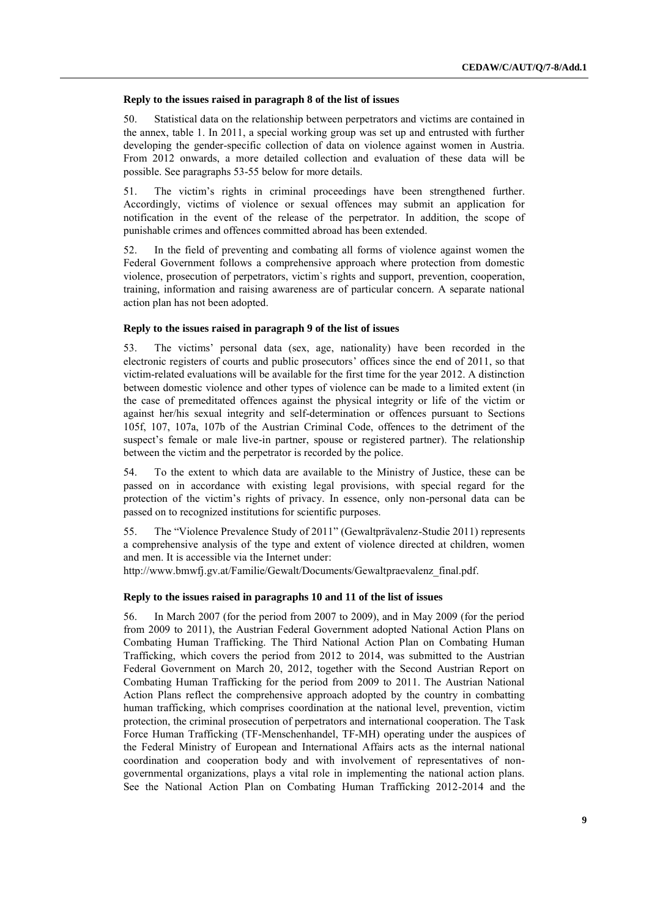**Reply to the issues raised in paragraph 8 of the list of issues**

50. Statistical data on the relationship between perpetrators and victims are contained in the annex, table 1. In 2011, a special working group was set up and entrusted with further developing the gender-specific collection of data on violence against women in Austria. From 2012 onwards, a more detailed collection and evaluation of these data will be possible. See paragraphs 53-55 below for more details.

51. The victim's rights in criminal proceedings have been strengthened further. Accordingly, victims of violence or sexual offences may submit an application for notification in the event of the release of the perpetrator. In addition, the scope of punishable crimes and offences committed abroad has been extended.

52. In the field of preventing and combating all forms of violence against women the Federal Government follows a comprehensive approach where protection from domestic violence, prosecution of perpetrators, victim`s rights and support, prevention, cooperation, training, information and raising awareness are of particular concern. A separate national action plan has not been adopted.

**Reply to the issues raised in paragraph 9 of the list of issues**

53. The victims' personal data (sex, age, nationality) have been recorded in the electronic registers of courts and public prosecutors' offices since the end of 2011, so that victim-related evaluations will be available for the first time for the year 2012. A distinction between domestic violence and other types of violence can be made to a limited extent (in the case of premeditated offences against the physical integrity or life of the victim or against her/his sexual integrity and self-determination or offences pursuant to Sections 105f, 107, 107a, 107b of the Austrian Criminal Code, offences to the detriment of the suspect's female or male live-in partner, spouse or registered partner). The relationship between the victim and the perpetrator is recorded by the police.

54. To the extent to which data are available to the Ministry of Justice, these can be passed on in accordance with existing legal provisions, with special regard for the protection of the victim's rights of privacy. In essence, only non-personal data can be passed on to recognized institutions for scientific purposes.

55. The "Violence Prevalence Study of 2011" (Gewaltprävalenz-Studie 2011) represents a comprehensive analysis of the type and extent of violence directed at children, women and men. It is accessible via the Internet under:
http://www.bmwfj.gv.at/Familie/Gewalt/Documents/Gewaltpraevalenz_final.pdf.

**Reply to the issues raised in paragraphs 10 and 11 of the list of issues**

56. In March 2007 (for the period from 2007 to 2009), and in May 2009 (for the period from 2009 to 2011), the Austrian Federal Government adopted National Action Plans on Combating Human Trafficking. The Third National Action Plan on Combating Human Trafficking, which covers the period from 2012 to 2014, was submitted to the Austrian Federal Government on March 20, 2012, together with the Second Austrian Report on Combating Human Trafficking for the period from 2009 to 2011. The Austrian National Action Plans reflect the comprehensive approach adopted by the country in combatting human trafficking, which comprises coordination at the national level, prevention, victim protection, the criminal prosecution of perpetrators and international cooperation. The Task Force Human Trafficking (TF-Menschenhandel, TF-MH) operating under the auspices of the Federal Ministry of European and International Affairs acts as the internal national coordination and cooperation body and with involvement of representatives of non-governmental organizations, plays a vital role in implementing the national action plans. See the National Action Plan on Combating Human Trafficking 2012-2014 and the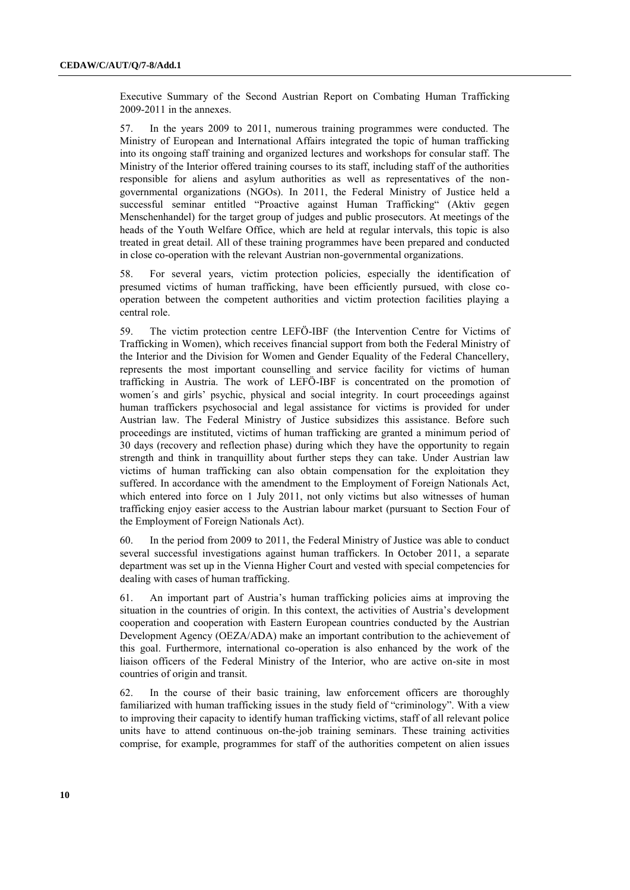Executive Summary of the Second Austrian Report on Combating Human Trafficking 2009-2011 in the annexes.

57. In the years 2009 to 2011, numerous training programmes were conducted. The Ministry of European and International Affairs integrated the topic of human trafficking into its ongoing staff training and organized lectures and workshops for consular staff. The Ministry of the Interior offered training courses to its staff, including staff of the authorities responsible for aliens and asylum authorities as well as representatives of the non-governmental organizations (NGOs). In 2011, the Federal Ministry of Justice held a successful seminar entitled "Proactive against Human Trafficking" (Aktiv gegen Menschenhandel) for the target group of judges and public prosecutors. At meetings of the heads of the Youth Welfare Office, which are held at regular intervals, this topic is also treated in great detail. All of these training programmes have been prepared and conducted in close co-operation with the relevant Austrian non-governmental organizations.

58. For several years, victim protection policies, especially the identification of presumed victims of human trafficking, have been efficiently pursued, with close co-operation between the competent authorities and victim protection facilities playing a central role.

59. The victim protection centre LEFÖ-IBF (the Intervention Centre for Victims of Trafficking in Women), which receives financial support from both the Federal Ministry of the Interior and the Division for Women and Gender Equality of the Federal Chancellery, represents the most important counselling and service facility for victims of human trafficking in Austria. The work of LEFÖ-IBF is concentrated on the promotion of women´s and girls' psychic, physical and social integrity. In court proceedings against human traffickers psychosocial and legal assistance for victims is provided for under Austrian law. The Federal Ministry of Justice subsidizes this assistance. Before such proceedings are instituted, victims of human trafficking are granted a minimum period of 30 days (recovery and reflection phase) during which they have the opportunity to regain strength and think in tranquillity about further steps they can take. Under Austrian law victims of human trafficking can also obtain compensation for the exploitation they suffered. In accordance with the amendment to the Employment of Foreign Nationals Act, which entered into force on 1 July 2011, not only victims but also witnesses of human trafficking enjoy easier access to the Austrian labour market (pursuant to Section Four of the Employment of Foreign Nationals Act).

60. In the period from 2009 to 2011, the Federal Ministry of Justice was able to conduct several successful investigations against human traffickers. In October 2011, a separate department was set up in the Vienna Higher Court and vested with special competencies for dealing with cases of human trafficking.

61. An important part of Austria's human trafficking policies aims at improving the situation in the countries of origin. In this context, the activities of Austria's development cooperation and cooperation with Eastern European countries conducted by the Austrian Development Agency (OEZA/ADA) make an important contribution to the achievement of this goal. Furthermore, international co-operation is also enhanced by the work of the liaison officers of the Federal Ministry of the Interior, who are active on-site in most countries of origin and transit.

62. In the course of their basic training, law enforcement officers are thoroughly familiarized with human trafficking issues in the study field of "criminology". With a view to improving their capacity to identify human trafficking victims, staff of all relevant police units have to attend continuous on-the-job training seminars. These training activities comprise, for example, programmes for staff of the authorities competent on alien issues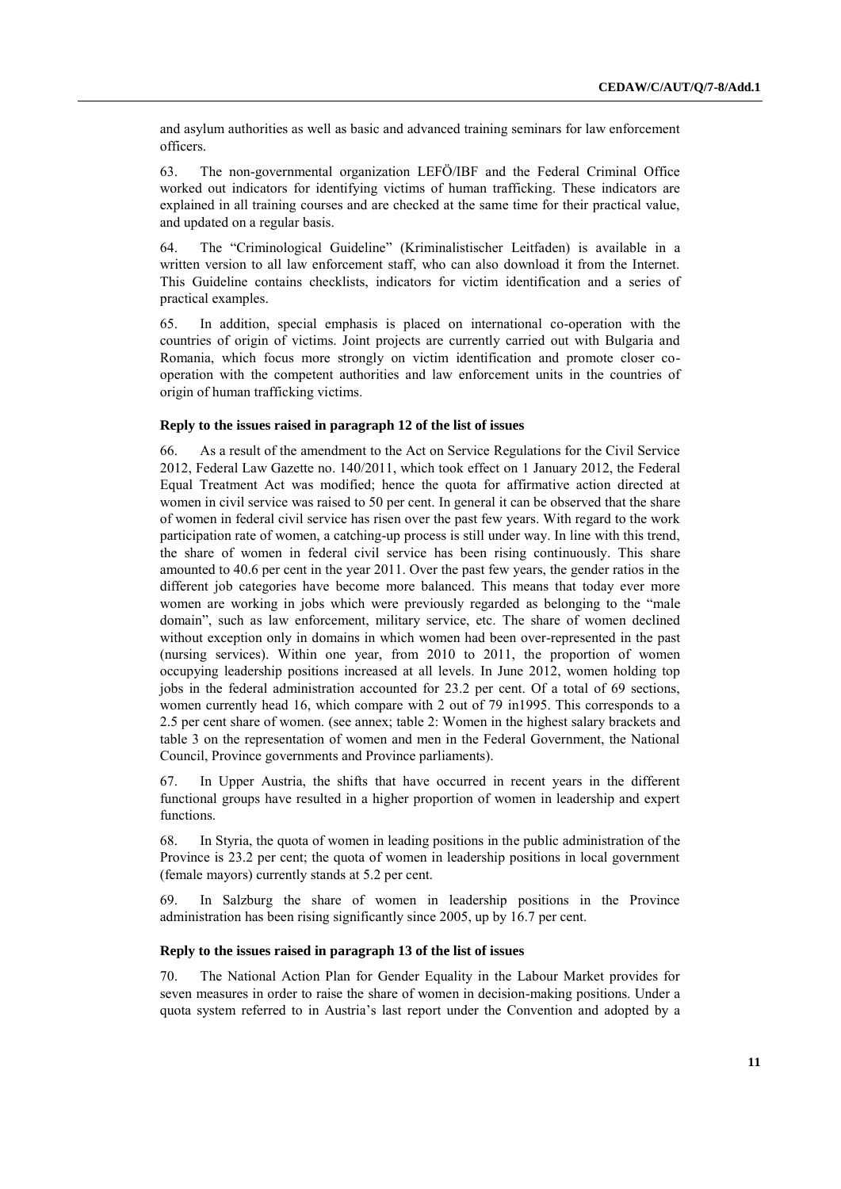and asylum authorities as well as basic and advanced training seminars for law enforcement officers.

63. The non-governmental organization LEFÖ/IBF and the Federal Criminal Office worked out indicators for identifying victims of human trafficking. These indicators are explained in all training courses and are checked at the same time for their practical value, and updated on a regular basis.

64. The "Criminological Guideline" (Kriminalistischer Leitfaden) is available in a written version to all law enforcement staff, who can also download it from the Internet. This Guideline contains checklists, indicators for victim identification and a series of practical examples.

65. In addition, special emphasis is placed on international co-operation with the countries of origin of victims. Joint projects are currently carried out with Bulgaria and Romania, which focus more strongly on victim identification and promote closer co-operation with the competent authorities and law enforcement units in the countries of origin of human trafficking victims.

### Reply to the issues raised in paragraph 12 of the list of issues

66. As a result of the amendment to the Act on Service Regulations for the Civil Service 2012, Federal Law Gazette no. 140/2011, which took effect on 1 January 2012, the Federal Equal Treatment Act was modified; hence the quota for affirmative action directed at women in civil service was raised to 50 per cent. In general it can be observed that the share of women in federal civil service has risen over the past few years. With regard to the work participation rate of women, a catching-up process is still under way. In line with this trend, the share of women in federal civil service has been rising continuously. This share amounted to 40.6 per cent in the year 2011. Over the past few years, the gender ratios in the different job categories have become more balanced. This means that today ever more women are working in jobs which were previously regarded as belonging to the "male domain", such as law enforcement, military service, etc. The share of women declined without exception only in domains in which women had been over-represented in the past (nursing services). Within one year, from 2010 to 2011, the proportion of women occupying leadership positions increased at all levels. In June 2012, women holding top jobs in the federal administration accounted for 23.2 per cent. Of a total of 69 sections, women currently head 16, which compare with 2 out of 79 in1995. This corresponds to a 2.5 per cent share of women. (see annex; table 2: Women in the highest salary brackets and table 3 on the representation of women and men in the Federal Government, the National Council, Province governments and Province parliaments).

67. In Upper Austria, the shifts that have occurred in recent years in the different functional groups have resulted in a higher proportion of women in leadership and expert functions.

68. In Styria, the quota of women in leading positions in the public administration of the Province is 23.2 per cent; the quota of women in leadership positions in local government (female mayors) currently stands at 5.2 per cent.

69. In Salzburg the share of women in leadership positions in the Province administration has been rising significantly since 2005, up by 16.7 per cent.

### Reply to the issues raised in paragraph 13 of the list of issues

70. The National Action Plan for Gender Equality in the Labour Market provides for seven measures in order to raise the share of women in decision-making positions. Under a quota system referred to in Austria's last report under the Convention and adopted by a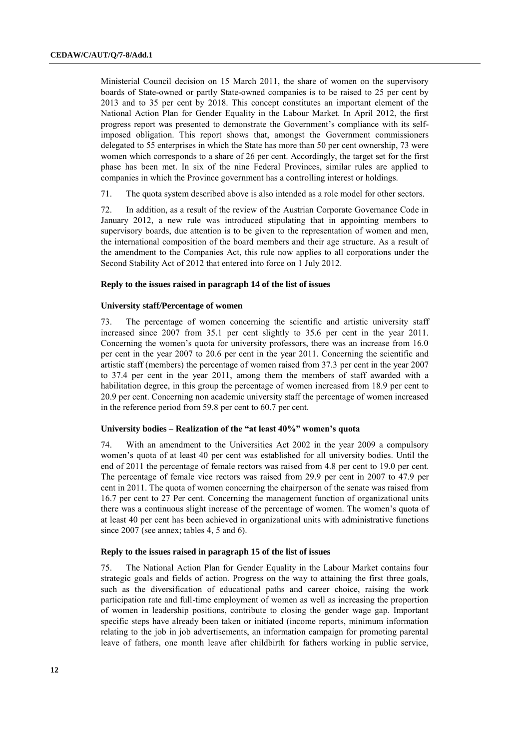Ministerial Council decision on 15 March 2011, the share of women on the supervisory boards of State-owned or partly State-owned companies is to be raised to 25 per cent by 2013 and to 35 per cent by 2018. This concept constitutes an important element of the National Action Plan for Gender Equality in the Labour Market. In April 2012, the first progress report was presented to demonstrate the Government's compliance with its self-imposed obligation. This report shows that, amongst the Government commissioners delegated to 55 enterprises in which the State has more than 50 per cent ownership, 73 were women which corresponds to a share of 26 per cent. Accordingly, the target set for the first phase has been met. In six of the nine Federal Provinces, similar rules are applied to companies in which the Province government has a controlling interest or holdings.

71. The quota system described above is also intended as a role model for other sectors.

72. In addition, as a result of the review of the Austrian Corporate Governance Code in January 2012, a new rule was introduced stipulating that in appointing members to supervisory boards, due attention is to be given to the representation of women and men, the international composition of the board members and their age structure. As a result of the amendment to the Companies Act, this rule now applies to all corporations under the Second Stability Act of 2012 that entered into force on 1 July 2012.

### Reply to the issues raised in paragraph 14 of the list of issues

#### University staff/Percentage of women

73. The percentage of women concerning the scientific and artistic university staff increased since 2007 from 35.1 per cent slightly to 35.6 per cent in the year 2011. Concerning the women's quota for university professors, there was an increase from 16.0 per cent in the year 2007 to 20.6 per cent in the year 2011. Concerning the scientific and artistic staff (members) the percentage of women raised from 37.3 per cent in the year 2007 to 37.4 per cent in the year 2011, among them the members of staff awarded with a habilitation degree, in this group the percentage of women increased from 18.9 per cent to 20.9 per cent. Concerning non academic university staff the percentage of women increased in the reference period from 59.8 per cent to 60.7 per cent.

#### University bodies – Realization of the "at least 40%" women's quota

74. With an amendment to the Universities Act 2002 in the year 2009 a compulsory women's quota of at least 40 per cent was established for all university bodies. Until the end of 2011 the percentage of female rectors was raised from 4.8 per cent to 19.0 per cent. The percentage of female vice rectors was raised from 29.9 per cent in 2007 to 47.9 per cent in 2011. The quota of women concerning the chairperson of the senate was raised from 16.7 per cent to 27 Per cent. Concerning the management function of organizational units there was a continuous slight increase of the percentage of women. The women's quota of at least 40 per cent has been achieved in organizational units with administrative functions since 2007 (see annex; tables 4, 5 and 6).

### Reply to the issues raised in paragraph 15 of the list of issues

75. The National Action Plan for Gender Equality in the Labour Market contains four strategic goals and fields of action. Progress on the way to attaining the first three goals, such as the diversification of educational paths and career choice, raising the work participation rate and full-time employment of women as well as increasing the proportion of women in leadership positions, contribute to closing the gender wage gap. Important specific steps have already been taken or initiated (income reports, minimum information relating to the job in job advertisements, an information campaign for promoting parental leave of fathers, one month leave after childbirth for fathers working in public service,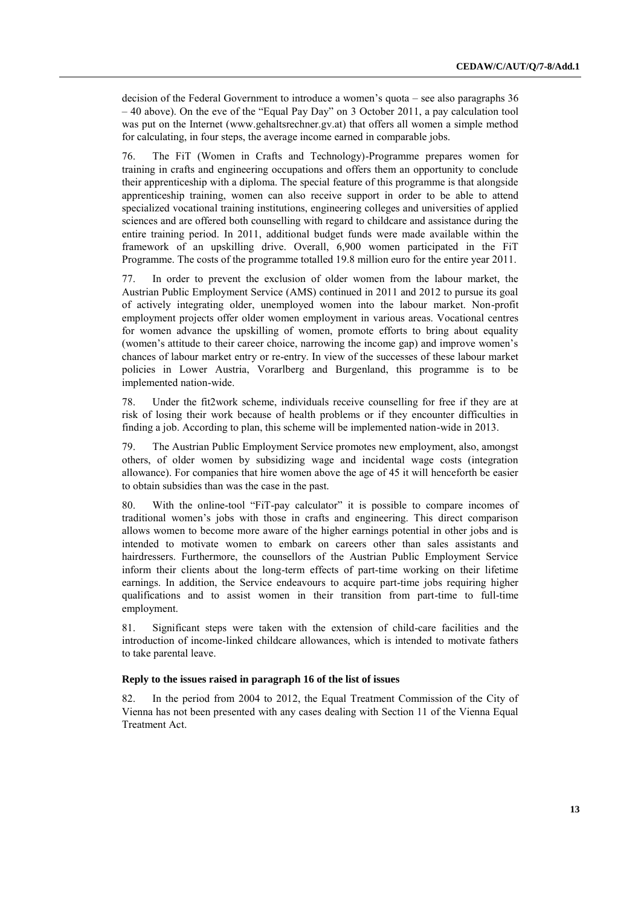decision of the Federal Government to introduce a women's quota – see also paragraphs 36 – 40 above). On the eve of the "Equal Pay Day" on 3 October 2011, a pay calculation tool was put on the Internet (www.gehaltsrechner.gv.at) that offers all women a simple method for calculating, in four steps, the average income earned in comparable jobs.

76. The FiT (Women in Crafts and Technology)-Programme prepares women for training in crafts and engineering occupations and offers them an opportunity to conclude their apprenticeship with a diploma. The special feature of this programme is that alongside apprenticeship training, women can also receive support in order to be able to attend specialized vocational training institutions, engineering colleges and universities of applied sciences and are offered both counselling with regard to childcare and assistance during the entire training period. In 2011, additional budget funds were made available within the framework of an upskilling drive. Overall, 6,900 women participated in the FiT Programme. The costs of the programme totalled 19.8 million euro for the entire year 2011.

77. In order to prevent the exclusion of older women from the labour market, the Austrian Public Employment Service (AMS) continued in 2011 and 2012 to pursue its goal of actively integrating older, unemployed women into the labour market. Non-profit employment projects offer older women employment in various areas. Vocational centres for women advance the upskilling of women, promote efforts to bring about equality (women's attitude to their career choice, narrowing the income gap) and improve women's chances of labour market entry or re-entry. In view of the successes of these labour market policies in Lower Austria, Vorarlberg and Burgenland, this programme is to be implemented nation-wide.

78. Under the fit2work scheme, individuals receive counselling for free if they are at risk of losing their work because of health problems or if they encounter difficulties in finding a job. According to plan, this scheme will be implemented nation-wide in 2013.

79. The Austrian Public Employment Service promotes new employment, also, amongst others, of older women by subsidizing wage and incidental wage costs (integration allowance). For companies that hire women above the age of 45 it will henceforth be easier to obtain subsidies than was the case in the past.

80. With the online-tool "FiT-pay calculator" it is possible to compare incomes of traditional women's jobs with those in crafts and engineering. This direct comparison allows women to become more aware of the higher earnings potential in other jobs and is intended to motivate women to embark on careers other than sales assistants and hairdressers. Furthermore, the counsellors of the Austrian Public Employment Service inform their clients about the long-term effects of part-time working on their lifetime earnings. In addition, the Service endeavours to acquire part-time jobs requiring higher qualifications and to assist women in their transition from part-time to full-time employment.

81. Significant steps were taken with the extension of child-care facilities and the introduction of income-linked childcare allowances, which is intended to motivate fathers to take parental leave.

### Reply to the issues raised in paragraph 16 of the list of issues

82. In the period from 2004 to 2012, the Equal Treatment Commission of the City of Vienna has not been presented with any cases dealing with Section 11 of the Vienna Equal Treatment Act.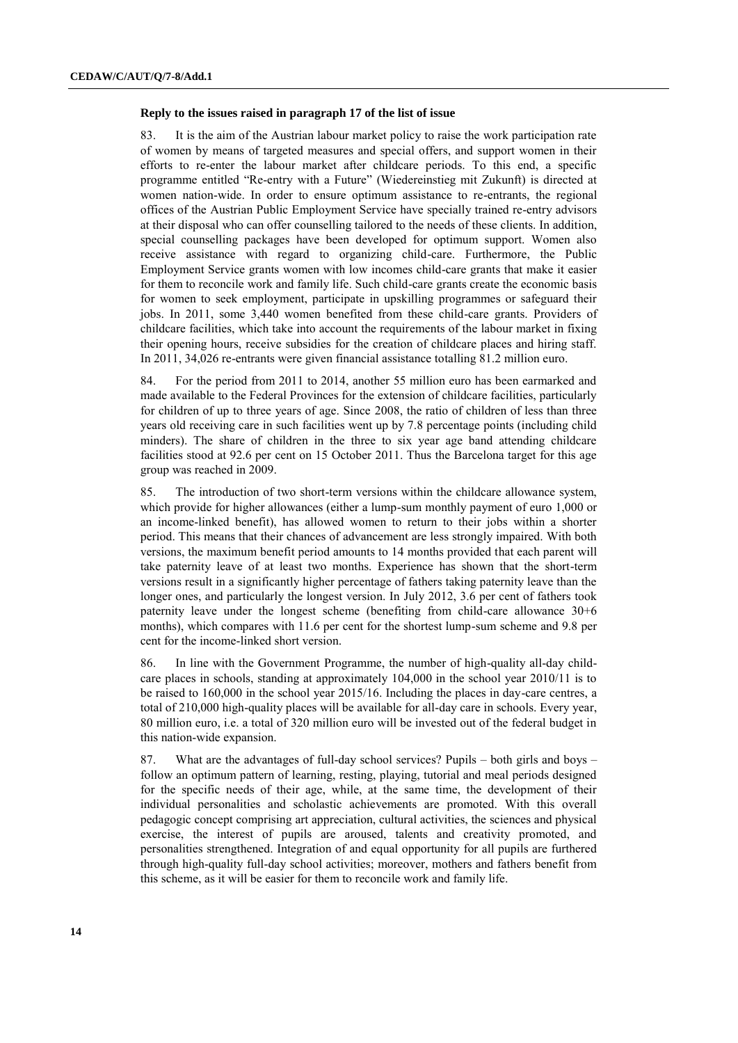**Reply to the issues raised in paragraph 17 of the list of issue**

83. It is the aim of the Austrian labour market policy to raise the work participation rate of women by means of targeted measures and special offers, and support women in their efforts to re-enter the labour market after childcare periods. To this end, a specific programme entitled "Re-entry with a Future" (Wiedereinstieg mit Zukunft) is directed at women nation-wide. In order to ensure optimum assistance to re-entrants, the regional offices of the Austrian Public Employment Service have specially trained re-entry advisors at their disposal who can offer counselling tailored to the needs of these clients. In addition, special counselling packages have been developed for optimum support. Women also receive assistance with regard to organizing child-care. Furthermore, the Public Employment Service grants women with low incomes child-care grants that make it easier for them to reconcile work and family life. Such child-care grants create the economic basis for women to seek employment, participate in upskilling programmes or safeguard their jobs. In 2011, some 3,440 women benefited from these child-care grants. Providers of childcare facilities, which take into account the requirements of the labour market in fixing their opening hours, receive subsidies for the creation of childcare places and hiring staff. In 2011, 34,026 re-entrants were given financial assistance totalling 81.2 million euro.

84. For the period from 2011 to 2014, another 55 million euro has been earmarked and made available to the Federal Provinces for the extension of childcare facilities, particularly for children of up to three years of age. Since 2008, the ratio of children of less than three years old receiving care in such facilities went up by 7.8 percentage points (including child minders). The share of children in the three to six year age band attending childcare facilities stood at 92.6 per cent on 15 October 2011. Thus the Barcelona target for this age group was reached in 2009.

85. The introduction of two short-term versions within the childcare allowance system, which provide for higher allowances (either a lump-sum monthly payment of euro 1,000 or an income-linked benefit), has allowed women to return to their jobs within a shorter period. This means that their chances of advancement are less strongly impaired. With both versions, the maximum benefit period amounts to 14 months provided that each parent will take paternity leave of at least two months. Experience has shown that the short-term versions result in a significantly higher percentage of fathers taking paternity leave than the longer ones, and particularly the longest version. In July 2012, 3.6 per cent of fathers took paternity leave under the longest scheme (benefiting from child-care allowance 30+6 months), which compares with 11.6 per cent for the shortest lump-sum scheme and 9.8 per cent for the income-linked short version.

86. In line with the Government Programme, the number of high-quality all-day child-care places in schools, standing at approximately 104,000 in the school year 2010/11 is to be raised to 160,000 in the school year 2015/16. Including the places in day-care centres, a total of 210,000 high-quality places will be available for all-day care in schools. Every year, 80 million euro, i.e. a total of 320 million euro will be invested out of the federal budget in this nation-wide expansion.

87. What are the advantages of full-day school services? Pupils – both girls and boys – follow an optimum pattern of learning, resting, playing, tutorial and meal periods designed for the specific needs of their age, while, at the same time, the development of their individual personalities and scholastic achievements are promoted. With this overall pedagogic concept comprising art appreciation, cultural activities, the sciences and physical exercise, the interest of pupils are aroused, talents and creativity promoted, and personalities strengthened. Integration of and equal opportunity for all pupils are furthered through high-quality full-day school activities; moreover, mothers and fathers benefit from this scheme, as it will be easier for them to reconcile work and family life.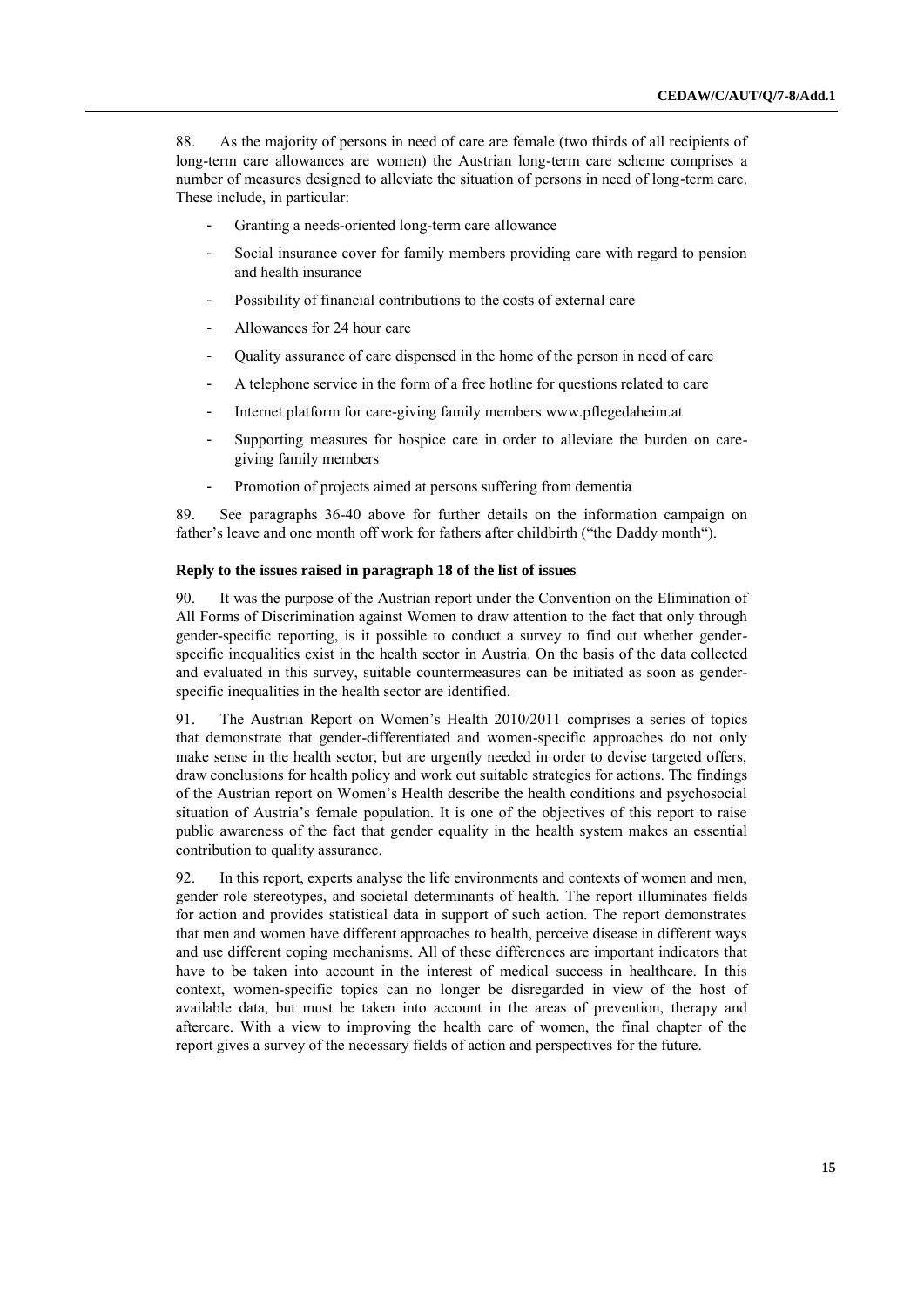88. As the majority of persons in need of care are female (two thirds of all recipients of long-term care allowances are women) the Austrian long-term care scheme comprises a number of measures designed to alleviate the situation of persons in need of long-term care. These include, in particular:

- Granting a needs-oriented long-term care allowance
- Social insurance cover for family members providing care with regard to pension and health insurance
- Possibility of financial contributions to the costs of external care
- Allowances for 24 hour care
- Quality assurance of care dispensed in the home of the person in need of care
- A telephone service in the form of a free hotline for questions related to care
- Internet platform for care-giving family members www.pflegedaheim.at
- Supporting measures for hospice care in order to alleviate the burden on care-giving family members
- Promotion of projects aimed at persons suffering from dementia

89. See paragraphs 36-40 above for further details on the information campaign on father's leave and one month off work for fathers after childbirth ("the Daddy month").

### Reply to the issues raised in paragraph 18 of the list of issues

90. It was the purpose of the Austrian report under the Convention on the Elimination of All Forms of Discrimination against Women to draw attention to the fact that only through gender-specific reporting, is it possible to conduct a survey to find out whether gender-specific inequalities exist in the health sector in Austria. On the basis of the data collected and evaluated in this survey, suitable countermeasures can be initiated as soon as gender-specific inequalities in the health sector are identified.

91. The Austrian Report on Women's Health 2010/2011 comprises a series of topics that demonstrate that gender-differentiated and women-specific approaches do not only make sense in the health sector, but are urgently needed in order to devise targeted offers, draw conclusions for health policy and work out suitable strategies for actions. The findings of the Austrian report on Women's Health describe the health conditions and psychosocial situation of Austria's female population. It is one of the objectives of this report to raise public awareness of the fact that gender equality in the health system makes an essential contribution to quality assurance.

92. In this report, experts analyse the life environments and contexts of women and men, gender role stereotypes, and societal determinants of health. The report illuminates fields for action and provides statistical data in support of such action. The report demonstrates that men and women have different approaches to health, perceive disease in different ways and use different coping mechanisms. All of these differences are important indicators that have to be taken into account in the interest of medical success in healthcare. In this context, women-specific topics can no longer be disregarded in view of the host of available data, but must be taken into account in the areas of prevention, therapy and aftercare. With a view to improving the health care of women, the final chapter of the report gives a survey of the necessary fields of action and perspectives for the future.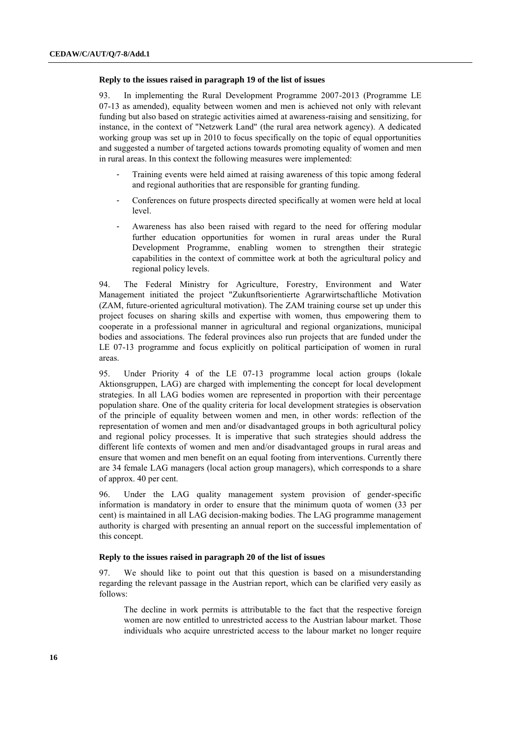**Reply to the issues raised in paragraph 19 of the list of issues**

93. In implementing the Rural Development Programme 2007-2013 (Programme LE 07-13 as amended), equality between women and men is achieved not only with relevant funding but also based on strategic activities aimed at awareness-raising and sensitizing, for instance, in the context of "Netzwerk Land" (the rural area network agency). A dedicated working group was set up in 2010 to focus specifically on the topic of equal opportunities and suggested a number of targeted actions towards promoting equality of women and men in rural areas. In this context the following measures were implemented:

- Training events were held aimed at raising awareness of this topic among federal and regional authorities that are responsible for granting funding.
- Conferences on future prospects directed specifically at women were held at local level.
- Awareness has also been raised with regard to the need for offering modular further education opportunities for women in rural areas under the Rural Development Programme, enabling women to strengthen their strategic capabilities in the context of committee work at both the agricultural policy and regional policy levels.

94. The Federal Ministry for Agriculture, Forestry, Environment and Water Management initiated the project "Zukunftsorientierte Agrarwirtschaftliche Motivation (ZAM, future-oriented agricultural motivation). The ZAM training course set up under this project focuses on sharing skills and expertise with women, thus empowering them to cooperate in a professional manner in agricultural and regional organizations, municipal bodies and associations. The federal provinces also run projects that are funded under the LE 07-13 programme and focus explicitly on political participation of women in rural areas.

95. Under Priority 4 of the LE 07-13 programme local action groups (lokale Aktionsgruppen, LAG) are charged with implementing the concept for local development strategies. In all LAG bodies women are represented in proportion with their percentage population share. One of the quality criteria for local development strategies is observation of the principle of equality between women and men, in other words: reflection of the representation of women and men and/or disadvantaged groups in both agricultural policy and regional policy processes. It is imperative that such strategies should address the different life contexts of women and men and/or disadvantaged groups in rural areas and ensure that women and men benefit on an equal footing from interventions. Currently there are 34 female LAG managers (local action group managers), which corresponds to a share of approx. 40 per cent.

96. Under the LAG quality management system provision of gender-specific information is mandatory in order to ensure that the minimum quota of women (33 per cent) is maintained in all LAG decision-making bodies. The LAG programme management authority is charged with presenting an annual report on the successful implementation of this concept.

**Reply to the issues raised in paragraph 20 of the list of issues**

97. We should like to point out that this question is based on a misunderstanding regarding the relevant passage in the Austrian report, which can be clarified very easily as follows:

> The decline in work permits is attributable to the fact that the respective foreign women are now entitled to unrestricted access to the Austrian labour market. Those individuals who acquire unrestricted access to the labour market no longer require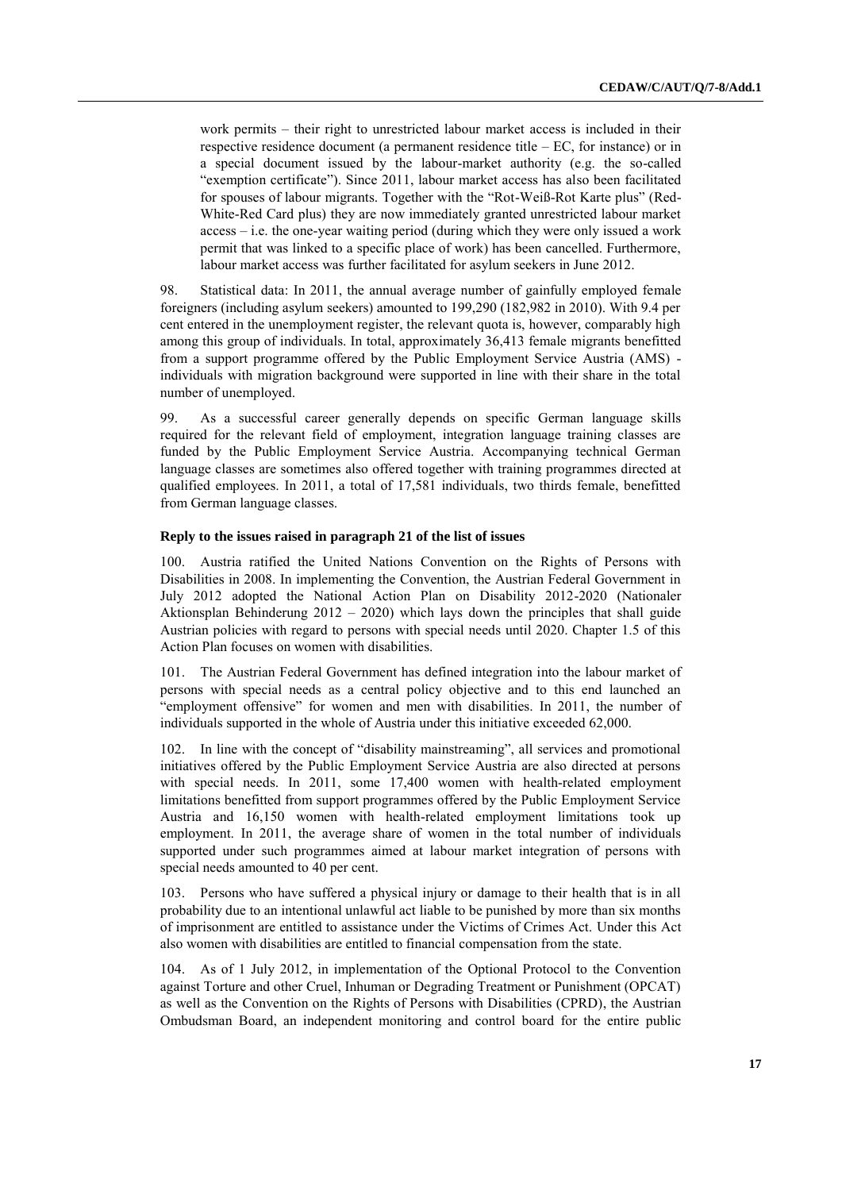work permits – their right to unrestricted labour market access is included in their respective residence document (a permanent residence title – EC, for instance) or in a special document issued by the labour-market authority (e.g. the so-called "exemption certificate"). Since 2011, labour market access has also been facilitated for spouses of labour migrants. Together with the "Rot-Weiß-Rot Karte plus" (Red-White-Red Card plus) they are now immediately granted unrestricted labour market access – i.e. the one-year waiting period (during which they were only issued a work permit that was linked to a specific place of work) has been cancelled. Furthermore, labour market access was further facilitated for asylum seekers in June 2012.

98. Statistical data: In 2011, the annual average number of gainfully employed female foreigners (including asylum seekers) amounted to 199,290 (182,982 in 2010). With 9.4 per cent entered in the unemployment register, the relevant quota is, however, comparably high among this group of individuals. In total, approximately 36,413 female migrants benefitted from a support programme offered by the Public Employment Service Austria (AMS) - individuals with migration background were supported in line with their share in the total number of unemployed.

99. As a successful career generally depends on specific German language skills required for the relevant field of employment, integration language training classes are funded by the Public Employment Service Austria. Accompanying technical German language classes are sometimes also offered together with training programmes directed at qualified employees. In 2011, a total of 17,581 individuals, two thirds female, benefitted from German language classes.

**Reply to the issues raised in paragraph 21 of the list of issues**

100. Austria ratified the United Nations Convention on the Rights of Persons with Disabilities in 2008. In implementing the Convention, the Austrian Federal Government in July 2012 adopted the National Action Plan on Disability 2012-2020 (Nationaler Aktionsplan Behinderung 2012 – 2020) which lays down the principles that shall guide Austrian policies with regard to persons with special needs until 2020. Chapter 1.5 of this Action Plan focuses on women with disabilities.

101. The Austrian Federal Government has defined integration into the labour market of persons with special needs as a central policy objective and to this end launched an "employment offensive" for women and men with disabilities. In 2011, the number of individuals supported in the whole of Austria under this initiative exceeded 62,000.

102. In line with the concept of "disability mainstreaming", all services and promotional initiatives offered by the Public Employment Service Austria are also directed at persons with special needs. In 2011, some 17,400 women with health-related employment limitations benefitted from support programmes offered by the Public Employment Service Austria and 16,150 women with health-related employment limitations took up employment. In 2011, the average share of women in the total number of individuals supported under such programmes aimed at labour market integration of persons with special needs amounted to 40 per cent.

103. Persons who have suffered a physical injury or damage to their health that is in all probability due to an intentional unlawful act liable to be punished by more than six months of imprisonment are entitled to assistance under the Victims of Crimes Act. Under this Act also women with disabilities are entitled to financial compensation from the state.

104. As of 1 July 2012, in implementation of the Optional Protocol to the Convention against Torture and other Cruel, Inhuman or Degrading Treatment or Punishment (OPCAT) as well as the Convention on the Rights of Persons with Disabilities (CPRD), the Austrian Ombudsman Board, an independent monitoring and control board for the entire public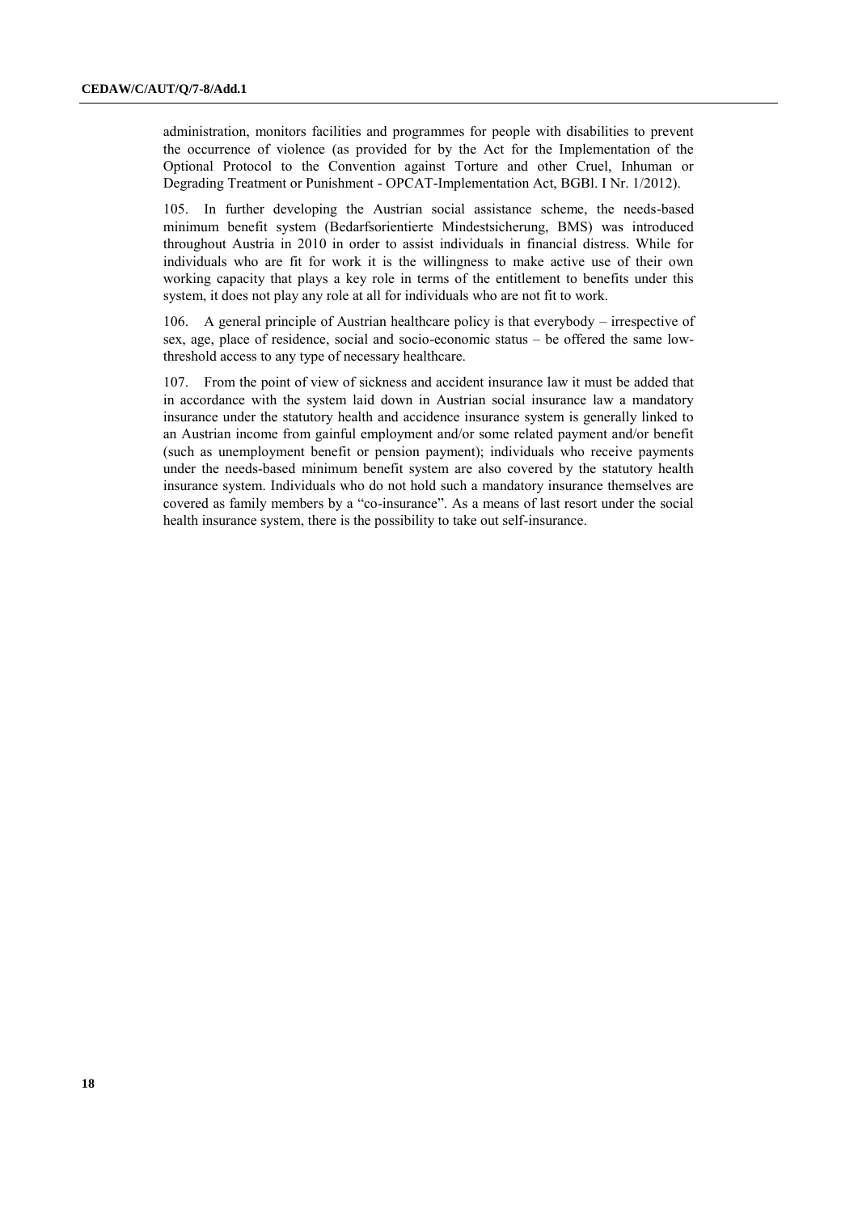administration, monitors facilities and programmes for people with disabilities to prevent the occurrence of violence (as provided for by the Act for the Implementation of the Optional Protocol to the Convention against Torture and other Cruel, Inhuman or Degrading Treatment or Punishment - OPCAT-Implementation Act, BGBl. I Nr. 1/2012).

105. In further developing the Austrian social assistance scheme, the needs-based minimum benefit system (Bedarfsorientierte Mindestsicherung, BMS) was introduced throughout Austria in 2010 in order to assist individuals in financial distress. While for individuals who are fit for work it is the willingness to make active use of their own working capacity that plays a key role in terms of the entitlement to benefits under this system, it does not play any role at all for individuals who are not fit to work.

106. A general principle of Austrian healthcare policy is that everybody – irrespective of sex, age, place of residence, social and socio-economic status – be offered the same low-threshold access to any type of necessary healthcare.

107. From the point of view of sickness and accident insurance law it must be added that in accordance with the system laid down in Austrian social insurance law a mandatory insurance under the statutory health and accidence insurance system is generally linked to an Austrian income from gainful employment and/or some related payment and/or benefit (such as unemployment benefit or pension payment); individuals who receive payments under the needs-based minimum benefit system are also covered by the statutory health insurance system. Individuals who do not hold such a mandatory insurance themselves are covered as family members by a "co-insurance". As a means of last resort under the social health insurance system, there is the possibility to take out self-insurance.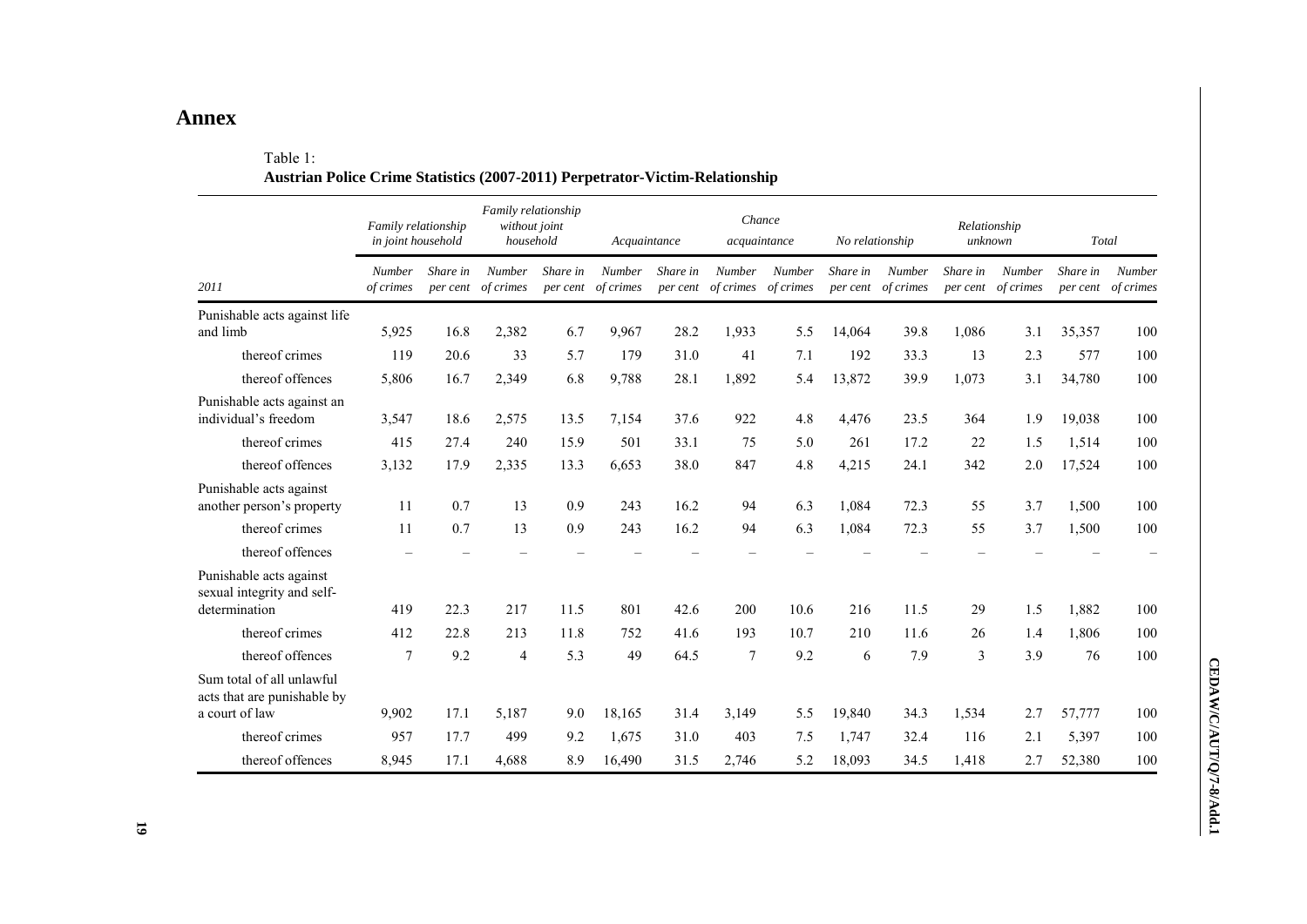# Annex

Table 1:
**Austrian Police Crime Statistics (2007-2011) Perpetrator-Victim-Relationship**

| | *Family relationship in joint household* | | *Family relationship without joint household* | | *Acquaintance* | | *Chance acquaintance* | | *No relationship* | | *Relationship unknown* | | *Total* | |
|---|---|---|---|---|---|---|---|---|---|---|---|---|---|---|
| *2011* | *Number of crimes* | *Share in per cent* | *Number of crimes* | *Share in per cent* | *Number of crimes* | *Share in per cent* | *Number of crimes* | *Number of crimes* | *Share in per cent* | *Number of crimes* | *Share in per cent* | *Number of crimes* | *Share in per cent* | *Number of crimes* |
| Punishable acts against life and limb | 5,925 | 16.8 | 2,382 | 6.7 | 9,967 | 28.2 | 1,933 | 5.5 | 14,064 | 39.8 | 1,086 | 3.1 | 35,357 | 100 |
| thereof crimes | 119 | 20.6 | 33 | 5.7 | 179 | 31.0 | 41 | 7.1 | 192 | 33.3 | 13 | 2.3 | 577 | 100 |
| thereof offences | 5,806 | 16.7 | 2,349 | 6.8 | 9,788 | 28.1 | 1,892 | 5.4 | 13,872 | 39.9 | 1,073 | 3.1 | 34,780 | 100 |
| Punishable acts against an individual's freedom | 3,547 | 18.6 | 2,575 | 13.5 | 7,154 | 37.6 | 922 | 4.8 | 4,476 | 23.5 | 364 | 1.9 | 19,038 | 100 |
| thereof crimes | 415 | 27.4 | 240 | 15.9 | 501 | 33.1 | 75 | 5.0 | 261 | 17.2 | 22 | 1.5 | 1,514 | 100 |
| thereof offences | 3,132 | 17.9 | 2,335 | 13.3 | 6,653 | 38.0 | 847 | 4.8 | 4,215 | 24.1 | 342 | 2.0 | 17,524 | 100 |
| Punishable acts against another person's property | 11 | 0.7 | 13 | 0.9 | 243 | 16.2 | 94 | 6.3 | 1,084 | 72.3 | 55 | 3.7 | 1,500 | 100 |
| thereof crimes | 11 | 0.7 | 13 | 0.9 | 243 | 16.2 | 94 | 6.3 | 1,084 | 72.3 | 55 | 3.7 | 1,500 | 100 |
| thereof offences | – | – | – | – | – | – | – | – | – | – | – | – | – | – |
| Punishable acts against sexual integrity and self-determination | 419 | 22.3 | 217 | 11.5 | 801 | 42.6 | 200 | 10.6 | 216 | 11.5 | 29 | 1.5 | 1,882 | 100 |
| thereof crimes | 412 | 22.8 | 213 | 11.8 | 752 | 41.6 | 193 | 10.7 | 210 | 11.6 | 26 | 1.4 | 1,806 | 100 |
| thereof offences | 7 | 9.2 | 4 | 5.3 | 49 | 64.5 | 7 | 9.2 | 6 | 7.9 | 3 | 3.9 | 76 | 100 |
| Sum total of all unlawful acts that are punishable by a court of law | 9,902 | 17.1 | 5,187 | 9.0 | 18,165 | 31.4 | 3,149 | 5.5 | 19,840 | 34.3 | 1,534 | 2.7 | 57,777 | 100 |
| thereof crimes | 957 | 17.7 | 499 | 9.2 | 1,675 | 31.0 | 403 | 7.5 | 1,747 | 32.4 | 116 | 2.1 | 5,397 | 100 |
| thereof offences | 8,945 | 17.1 | 4,688 | 8.9 | 16,490 | 31.5 | 2,746 | 5.2 | 18,093 | 34.5 | 1,418 | 2.7 | 52,380 | 100 |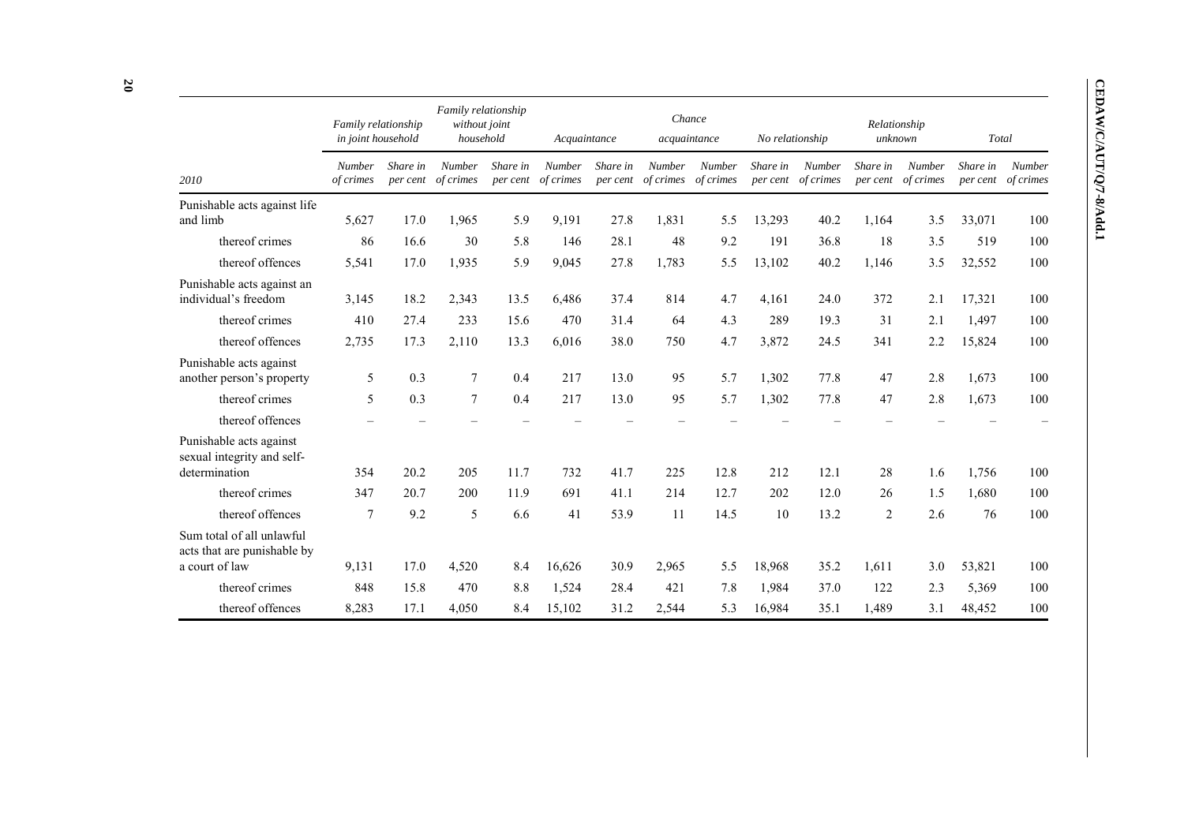| | Family relationship in joint household | | Family relationship without joint household | | Acquaintance | | Chance acquaintance | | No relationship | | Relationship unknown | | Total | |
|---|---|---|---|---|---|---|---|---|---|---|---|---|---|---|
| *2010* | *Number of crimes* | *Share in per cent* | *Number of crimes* | *Share in per cent* | *Number of crimes* | *Share in per cent* | *Number of crimes* | *Number of crimes* | *Share in per cent* | *Number of crimes* | *Share in per cent* | *Number of crimes* | *Share in per cent* | *Number of crimes* |
| Punishable acts against life and limb | 5,627 | 17.0 | 1,965 | 5.9 | 9,191 | 27.8 | 1,831 | 5.5 | 13,293 | 40.2 | 1,164 | 3.5 | 33,071 | 100 |
| thereof crimes | 86 | 16.6 | 30 | 5.8 | 146 | 28.1 | 48 | 9.2 | 191 | 36.8 | 18 | 3.5 | 519 | 100 |
| thereof offences | 5,541 | 17.0 | 1,935 | 5.9 | 9,045 | 27.8 | 1,783 | 5.5 | 13,102 | 40.2 | 1,146 | 3.5 | 32,552 | 100 |
| Punishable acts against an individual's freedom | 3,145 | 18.2 | 2,343 | 13.5 | 6,486 | 37.4 | 814 | 4.7 | 4,161 | 24.0 | 372 | 2.1 | 17,321 | 100 |
| thereof crimes | 410 | 27.4 | 233 | 15.6 | 470 | 31.4 | 64 | 4.3 | 289 | 19.3 | 31 | 2.1 | 1,497 | 100 |
| thereof offences | 2,735 | 17.3 | 2,110 | 13.3 | 6,016 | 38.0 | 750 | 4.7 | 3,872 | 24.5 | 341 | 2.2 | 15,824 | 100 |
| Punishable acts against another person's property | 5 | 0.3 | 7 | 0.4 | 217 | 13.0 | 95 | 5.7 | 1,302 | 77.8 | 47 | 2.8 | 1,673 | 100 |
| thereof crimes | 5 | 0.3 | 7 | 0.4 | 217 | 13.0 | 95 | 5.7 | 1,302 | 77.8 | 47 | 2.8 | 1,673 | 100 |
| thereof offences | – | – | – | – | – | – | – | – | – | – | – | – | – | – |
| Punishable acts against sexual integrity and self-determination | 354 | 20.2 | 205 | 11.7 | 732 | 41.7 | 225 | 12.8 | 212 | 12.1 | 28 | 1.6 | 1,756 | 100 |
| thereof crimes | 347 | 20.7 | 200 | 11.9 | 691 | 41.1 | 214 | 12.7 | 202 | 12.0 | 26 | 1.5 | 1,680 | 100 |
| thereof offences | 7 | 9.2 | 5 | 6.6 | 41 | 53.9 | 11 | 14.5 | 10 | 13.2 | 2 | 2.6 | 76 | 100 |
| Sum total of all unlawful acts that are punishable by a court of law | 9,131 | 17.0 | 4,520 | 8.4 | 16,626 | 30.9 | 2,965 | 5.5 | 18,968 | 35.2 | 1,611 | 3.0 | 53,821 | 100 |
| thereof crimes | 848 | 15.8 | 470 | 8.8 | 1,524 | 28.4 | 421 | 7.8 | 1,984 | 37.0 | 122 | 2.3 | 5,369 | 100 |
| thereof offences | 8,283 | 17.1 | 4,050 | 8.4 | 15,102 | 31.2 | 2,544 | 5.3 | 16,984 | 35.1 | 1,489 | 3.1 | 48,452 | 100 |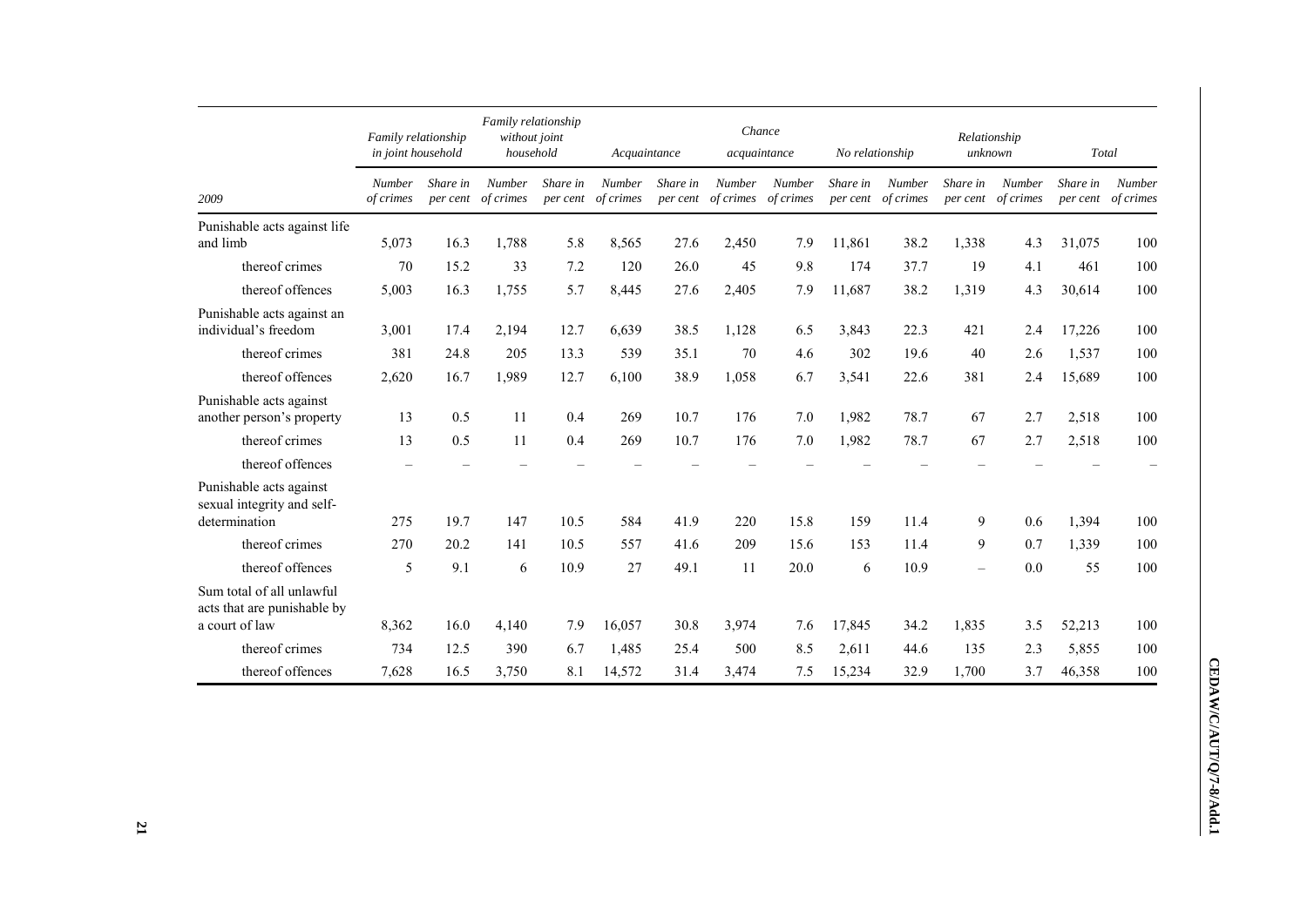| 2009 | Family relationship in joint household | | Family relationship without joint household | | Acquaintance | | Chance acquaintance | | No relationship | | Relationship unknown | | Total | |
|---|---|---|---|---|---|---|---|---|---|---|---|---|---|---|
| | *Number of crimes* | *Share in per cent* | *Number of crimes* | *Share in per cent* | *Number of crimes* | *Share in per cent* | *Number of crimes* | *Number of crimes* | *Share in per cent* | *Number of crimes* | *Share in per cent* | *Number of crimes* | *Share in per cent* | *Number of crimes* |
| Punishable acts against life and limb | 5,073 | 16.3 | 1,788 | 5.8 | 8,565 | 27.6 | 2,450 | 7.9 | 11,861 | 38.2 | 1,338 | 4.3 | 31,075 | 100 |
| thereof crimes | 70 | 15.2 | 33 | 7.2 | 120 | 26.0 | 45 | 9.8 | 174 | 37.7 | 19 | 4.1 | 461 | 100 |
| thereof offences | 5,003 | 16.3 | 1,755 | 5.7 | 8,445 | 27.6 | 2,405 | 7.9 | 11,687 | 38.2 | 1,319 | 4.3 | 30,614 | 100 |
| Punishable acts against an individual's freedom | 3,001 | 17.4 | 2,194 | 12.7 | 6,639 | 38.5 | 1,128 | 6.5 | 3,843 | 22.3 | 421 | 2.4 | 17,226 | 100 |
| thereof crimes | 381 | 24.8 | 205 | 13.3 | 539 | 35.1 | 70 | 4.6 | 302 | 19.6 | 40 | 2.6 | 1,537 | 100 |
| thereof offences | 2,620 | 16.7 | 1,989 | 12.7 | 6,100 | 38.9 | 1,058 | 6.7 | 3,541 | 22.6 | 381 | 2.4 | 15,689 | 100 |
| Punishable acts against another person's property | 13 | 0.5 | 11 | 0.4 | 269 | 10.7 | 176 | 7.0 | 1,982 | 78.7 | 67 | 2.7 | 2,518 | 100 |
| thereof crimes | 13 | 0.5 | 11 | 0.4 | 269 | 10.7 | 176 | 7.0 | 1,982 | 78.7 | 67 | 2.7 | 2,518 | 100 |
| thereof offences | – | – | – | – | – | – | – | – | – | – | – | – | – | – |
| Punishable acts against sexual integrity and self-determination | 275 | 19.7 | 147 | 10.5 | 584 | 41.9 | 220 | 15.8 | 159 | 11.4 | 9 | 0.6 | 1,394 | 100 |
| thereof crimes | 270 | 20.2 | 141 | 10.5 | 557 | 41.6 | 209 | 15.6 | 153 | 11.4 | 9 | 0.7 | 1,339 | 100 |
| thereof offences | 5 | 9.1 | 6 | 10.9 | 27 | 49.1 | 11 | 20.0 | 6 | 10.9 | – | 0.0 | 55 | 100 |
| Sum total of all unlawful acts that are punishable by a court of law | 8,362 | 16.0 | 4,140 | 7.9 | 16,057 | 30.8 | 3,974 | 7.6 | 17,845 | 34.2 | 1,835 | 3.5 | 52,213 | 100 |
| thereof crimes | 734 | 12.5 | 390 | 6.7 | 1,485 | 25.4 | 500 | 8.5 | 2,611 | 44.6 | 135 | 2.3 | 5,855 | 100 |
| thereof offences | 7,628 | 16.5 | 3,750 | 8.1 | 14,572 | 31.4 | 3,474 | 7.5 | 15,234 | 32.9 | 1,700 | 3.7 | 46,358 | 100 |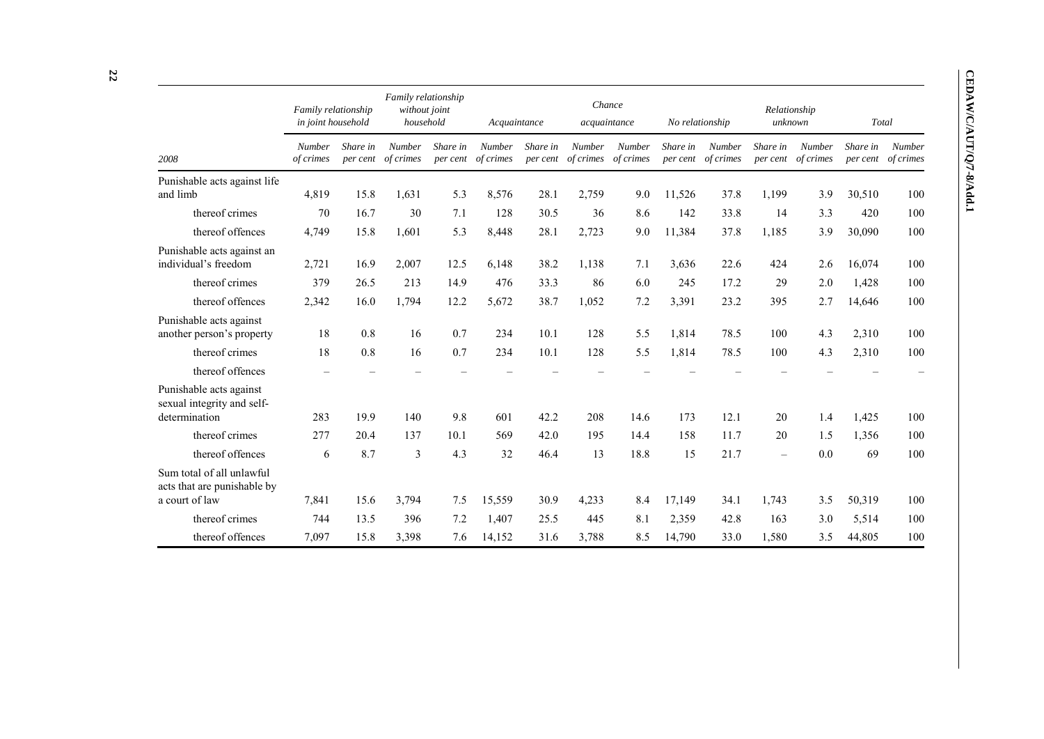| 2008 | Family relationship in joint household | | Family relationship without joint household | | Acquaintance | | Chance acquaintance | | No relationship | | Relationship unknown | | Total | |
|---|---|---|---|---|---|---|---|---|---|---|---|---|---|---|
| | *Number of crimes* | *Share in per cent* | *Number of crimes* | *Share in per cent* | *Number of crimes* | *Share in per cent* | *Number of crimes* | *Number of crimes* | *Share in per cent* | *Number of crimes* | *Share in per cent* | *Number of crimes* | *Share in per cent* | *Number of crimes* |
| Punishable acts against life and limb | 4,819 | 15.8 | 1,631 | 5.3 | 8,576 | 28.1 | 2,759 | 9.0 | 11,526 | 37.8 | 1,199 | 3.9 | 30,510 | 100 |
| thereof crimes | 70 | 16.7 | 30 | 7.1 | 128 | 30.5 | 36 | 8.6 | 142 | 33.8 | 14 | 3.3 | 420 | 100 |
| thereof offences | 4,749 | 15.8 | 1,601 | 5.3 | 8,448 | 28.1 | 2,723 | 9.0 | 11,384 | 37.8 | 1,185 | 3.9 | 30,090 | 100 |
| Punishable acts against an individual's freedom | 2,721 | 16.9 | 2,007 | 12.5 | 6,148 | 38.2 | 1,138 | 7.1 | 3,636 | 22.6 | 424 | 2.6 | 16,074 | 100 |
| thereof crimes | 379 | 26.5 | 213 | 14.9 | 476 | 33.3 | 86 | 6.0 | 245 | 17.2 | 29 | 2.0 | 1,428 | 100 |
| thereof offences | 2,342 | 16.0 | 1,794 | 12.2 | 5,672 | 38.7 | 1,052 | 7.2 | 3,391 | 23.2 | 395 | 2.7 | 14,646 | 100 |
| Punishable acts against another person's property | 18 | 0.8 | 16 | 0.7 | 234 | 10.1 | 128 | 5.5 | 1,814 | 78.5 | 100 | 4.3 | 2,310 | 100 |
| thereof crimes | 18 | 0.8 | 16 | 0.7 | 234 | 10.1 | 128 | 5.5 | 1,814 | 78.5 | 100 | 4.3 | 2,310 | 100 |
| thereof offences | – | – | – | – | – | – | – | – | – | – | – | – | – | – |
| Punishable acts against sexual integrity and self-determination | 283 | 19.9 | 140 | 9.8 | 601 | 42.2 | 208 | 14.6 | 173 | 12.1 | 20 | 1.4 | 1,425 | 100 |
| thereof crimes | 277 | 20.4 | 137 | 10.1 | 569 | 42.0 | 195 | 14.4 | 158 | 11.7 | 20 | 1.5 | 1,356 | 100 |
| thereof offences | 6 | 8.7 | 3 | 4.3 | 32 | 46.4 | 13 | 18.8 | 15 | 21.7 | – | 0.0 | 69 | 100 |
| Sum total of all unlawful acts that are punishable by a court of law | 7,841 | 15.6 | 3,794 | 7.5 | 15,559 | 30.9 | 4,233 | 8.4 | 17,149 | 34.1 | 1,743 | 3.5 | 50,319 | 100 |
| thereof crimes | 744 | 13.5 | 396 | 7.2 | 1,407 | 25.5 | 445 | 8.1 | 2,359 | 42.8 | 163 | 3.0 | 5,514 | 100 |
| thereof offences | 7,097 | 15.8 | 3,398 | 7.6 | 14,152 | 31.6 | 3,788 | 8.5 | 14,790 | 33.0 | 1,580 | 3.5 | 44,805 | 100 |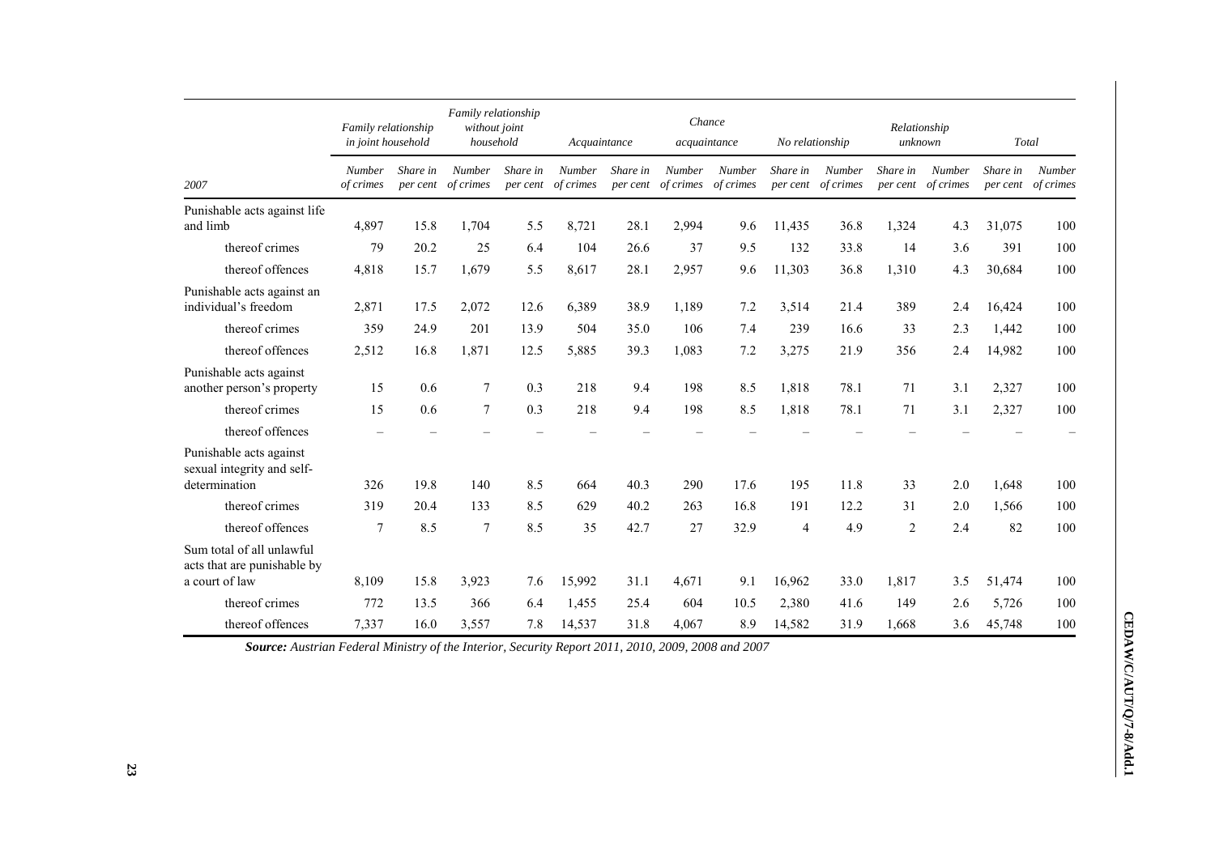| 2007 | Family relationship in joint household | | Family relationship without joint household | | Acquaintance | | Chance acquaintance | | No relationship | | Relationship unknown | | Total | |
|---|---|---|---|---|---|---|---|---|---|---|---|---|---|---|
| | *Number of crimes* | *Share in per cent* | *Number of crimes* | *Share in per cent* | *Number of crimes* | *Share in per cent* | *Number of crimes* | *Number of crimes* | *Share in per cent* | *Number of crimes* | *Share in per cent* | *Number of crimes* | *Share in per cent* | *Number of crimes* |
| Punishable acts against life and limb | 4,897 | 15.8 | 1,704 | 5.5 | 8,721 | 28.1 | 2,994 | 9.6 | 11,435 | 36.8 | 1,324 | 4.3 | 31,075 | 100 |
| thereof crimes | 79 | 20.2 | 25 | 6.4 | 104 | 26.6 | 37 | 9.5 | 132 | 33.8 | 14 | 3.6 | 391 | 100 |
| thereof offences | 4,818 | 15.7 | 1,679 | 5.5 | 8,617 | 28.1 | 2,957 | 9.6 | 11,303 | 36.8 | 1,310 | 4.3 | 30,684 | 100 |
| Punishable acts against an individual's freedom | 2,871 | 17.5 | 2,072 | 12.6 | 6,389 | 38.9 | 1,189 | 7.2 | 3,514 | 21.4 | 389 | 2.4 | 16,424 | 100 |
| thereof crimes | 359 | 24.9 | 201 | 13.9 | 504 | 35.0 | 106 | 7.4 | 239 | 16.6 | 33 | 2.3 | 1,442 | 100 |
| thereof offences | 2,512 | 16.8 | 1,871 | 12.5 | 5,885 | 39.3 | 1,083 | 7.2 | 3,275 | 21.9 | 356 | 2.4 | 14,982 | 100 |
| Punishable acts against another person's property | 15 | 0.6 | 7 | 0.3 | 218 | 9.4 | 198 | 8.5 | 1,818 | 78.1 | 71 | 3.1 | 2,327 | 100 |
| thereof crimes | 15 | 0.6 | 7 | 0.3 | 218 | 9.4 | 198 | 8.5 | 1,818 | 78.1 | 71 | 3.1 | 2,327 | 100 |
| thereof offences | – | – | – | – | – | – | – | – | – | – | – | – | – | – |
| Punishable acts against sexual integrity and self-determination | 326 | 19.8 | 140 | 8.5 | 664 | 40.3 | 290 | 17.6 | 195 | 11.8 | 33 | 2.0 | 1,648 | 100 |
| thereof crimes | 319 | 20.4 | 133 | 8.5 | 629 | 40.2 | 263 | 16.8 | 191 | 12.2 | 31 | 2.0 | 1,566 | 100 |
| thereof offences | 7 | 8.5 | 7 | 8.5 | 35 | 42.7 | 27 | 32.9 | 4 | 4.9 | 2 | 2.4 | 82 | 100 |
| Sum total of all unlawful acts that are punishable by a court of law | 8,109 | 15.8 | 3,923 | 7.6 | 15,992 | 31.1 | 4,671 | 9.1 | 16,962 | 33.0 | 1,817 | 3.5 | 51,474 | 100 |
| thereof crimes | 772 | 13.5 | 366 | 6.4 | 1,455 | 25.4 | 604 | 10.5 | 2,380 | 41.6 | 149 | 2.6 | 5,726 | 100 |
| thereof offences | 7,337 | 16.0 | 3,557 | 7.8 | 14,537 | 31.8 | 4,067 | 8.9 | 14,582 | 31.9 | 1,668 | 3.6 | 45,748 | 100 |

***Source:*** *Austrian Federal Ministry of the Interior, Security Report 2011, 2010, 2009, 2008 and 2007*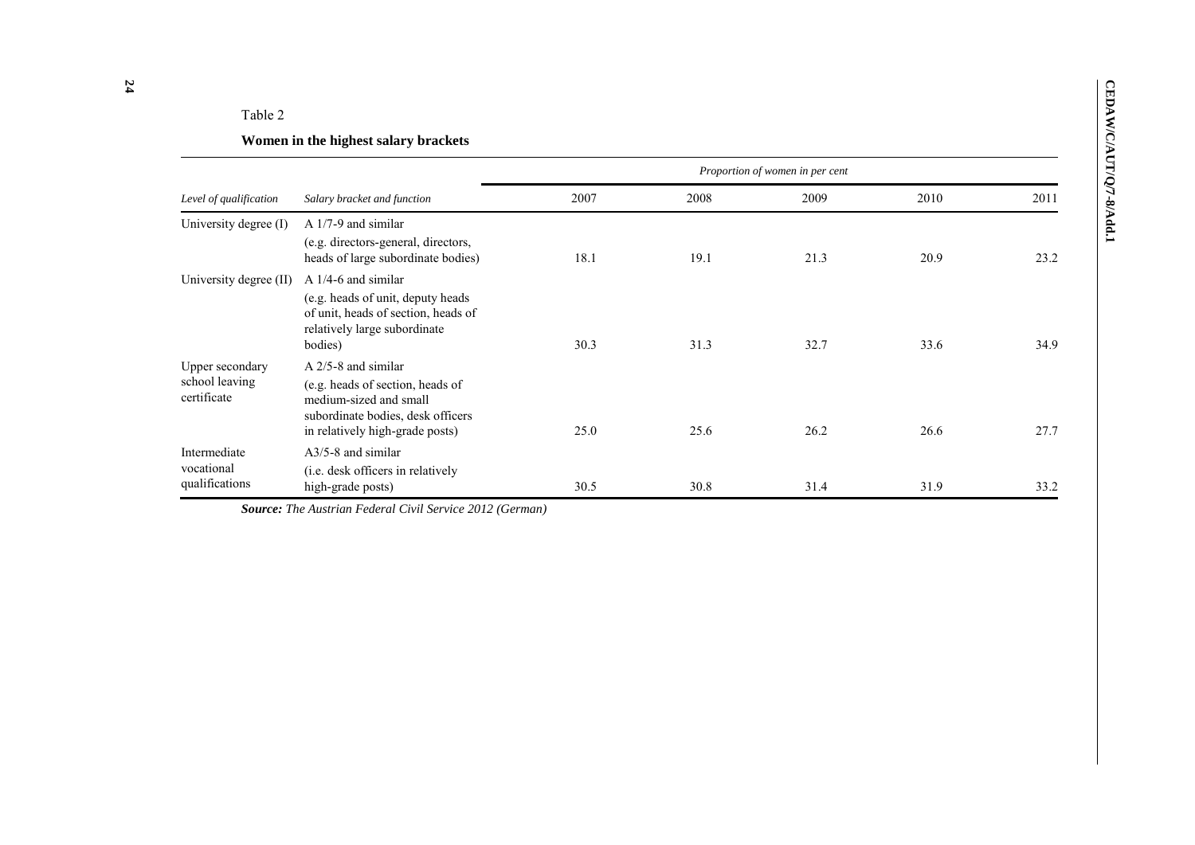Table 2

**Women in the highest salary brackets**

| *Level of qualification* | *Salary bracket and function* | *Proportion of women in per cent* | | | | |
|---|---|---|---|---|---|---|
| | | 2007 | 2008 | 2009 | 2010 | 2011 |
| University degree (I) | A 1/7-9 and similar (e.g. directors-general, directors, heads of large subordinate bodies) | 18.1 | 19.1 | 21.3 | 20.9 | 23.2 |
| University degree (II) | A 1/4-6 and similar (e.g. heads of unit, deputy heads of unit, heads of section, heads of relatively large subordinate bodies) | 30.3 | 31.3 | 32.7 | 33.6 | 34.9 |
| Upper secondary school leaving certificate | A 2/5-8 and similar (e.g. heads of section, heads of medium-sized and small subordinate bodies, desk officers in relatively high-grade posts) | 25.0 | 25.6 | 26.2 | 26.6 | 27.7 |
| Intermediate vocational qualifications | A3/5-8 and similar (i.e. desk officers in relatively high-grade posts) | 30.5 | 30.8 | 31.4 | 31.9 | 33.2 |

***Source:*** *The Austrian Federal Civil Service 2012 (German)*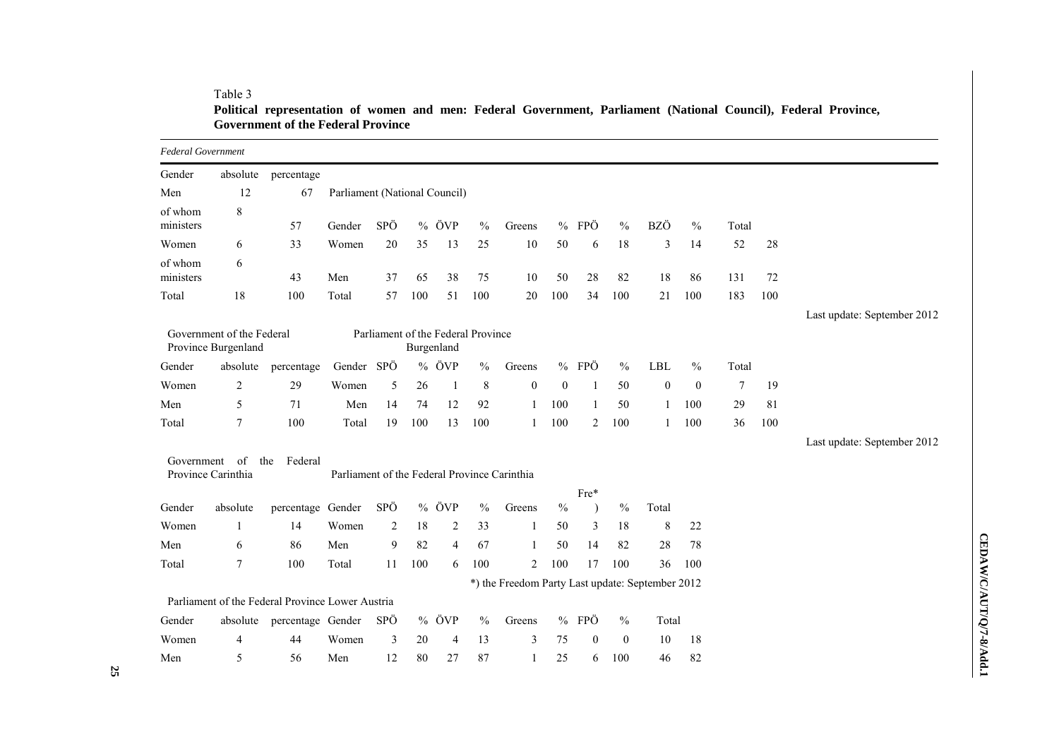Table 3

**Political representation of women and men: Federal Government, Parliament (National Council), Federal Province, Government of the Federal Province**

*Federal Government*

| Gender | absolute | percentage |
|---|---|---|
| Men | 12 | 67 |
| of whom ministers | 8 | 57 |
| Women | 6 | 33 |
| of whom ministers | 6 | 43 |
| Total | 18 | 100 |

Parliament (National Council)

| Gender | SPÖ | % | ÖVP | % | Greens | % | FPÖ | % | BZÖ | % | Total | |
|---|---|---|---|---|---|---|---|---|---|---|---|---|
| Women | 20 | 35 | 13 | 25 | 10 | 50 | 6 | 18 | 3 | 14 | 52 | 28 |
| Men | 37 | 65 | 38 | 75 | 10 | 50 | 28 | 82 | 18 | 86 | 131 | 72 |
| Total | 57 | 100 | 51 | 100 | 20 | 100 | 34 | 100 | 21 | 100 | 183 | 100 |

Last update: September 2012

Government of the Federal Province Burgenland

| Gender | absolute | percentage |
|---|---|---|
| Women | 2 | 29 |
| Men | 5 | 71 |
| Total | 7 | 100 |

Parliament of the Federal Province Burgenland

| Gender | SPÖ | % | ÖVP | % | Greens | % | FPÖ | % | LBL | % | Total | |
|---|---|---|---|---|---|---|---|---|---|---|---|---|
| Women | 5 | 26 | 1 | 8 | 0 | 0 | 1 | 50 | 0 | 0 | 7 | 19 |
| Men | 14 | 74 | 12 | 92 | 1 | 100 | 1 | 50 | 1 | 100 | 29 | 81 |
| Total | 19 | 100 | 13 | 100 | 1 | 100 | 2 | 100 | 1 | 100 | 36 | 100 |

Last update: September 2012

Government of the Federal Province Carinthia

| Gender | absolute | percentage |
|---|---|---|
| Women | 1 | 14 |
| Men | 6 | 86 |
| Total | 7 | 100 |

Parliament of the Federal Province Carinthia

| Gender | SPÖ | % | ÖVP | % | Greens | % | Fre*) | % | Total | |
|---|---|---|---|---|---|---|---|---|---|---|
| Women | 2 | 18 | 2 | 33 | 1 | 50 | 3 | 18 | 8 | 22 |
| Men | 9 | 82 | 4 | 67 | 1 | 50 | 14 | 82 | 28 | 78 |
| Total | 11 | 100 | 6 | 100 | 2 | 100 | 17 | 100 | 36 | 100 |

*) the Freedom Party Last update: September 2012

Parliament of the Federal Province Lower Austria

| Gender | absolute | percentage |
|---|---|---|
| Women | 4 | 44 |
| Men | 5 | 56 |

| Gender | SPÖ | % | ÖVP | % | Greens | % | FPÖ | % | Total | |
|---|---|---|---|---|---|---|---|---|---|---|
| Women | 3 | 20 | 4 | 13 | 3 | 75 | 0 | 0 | 10 | 18 |
| Men | 12 | 80 | 27 | 87 | 1 | 25 | 6 | 100 | 46 | 82 |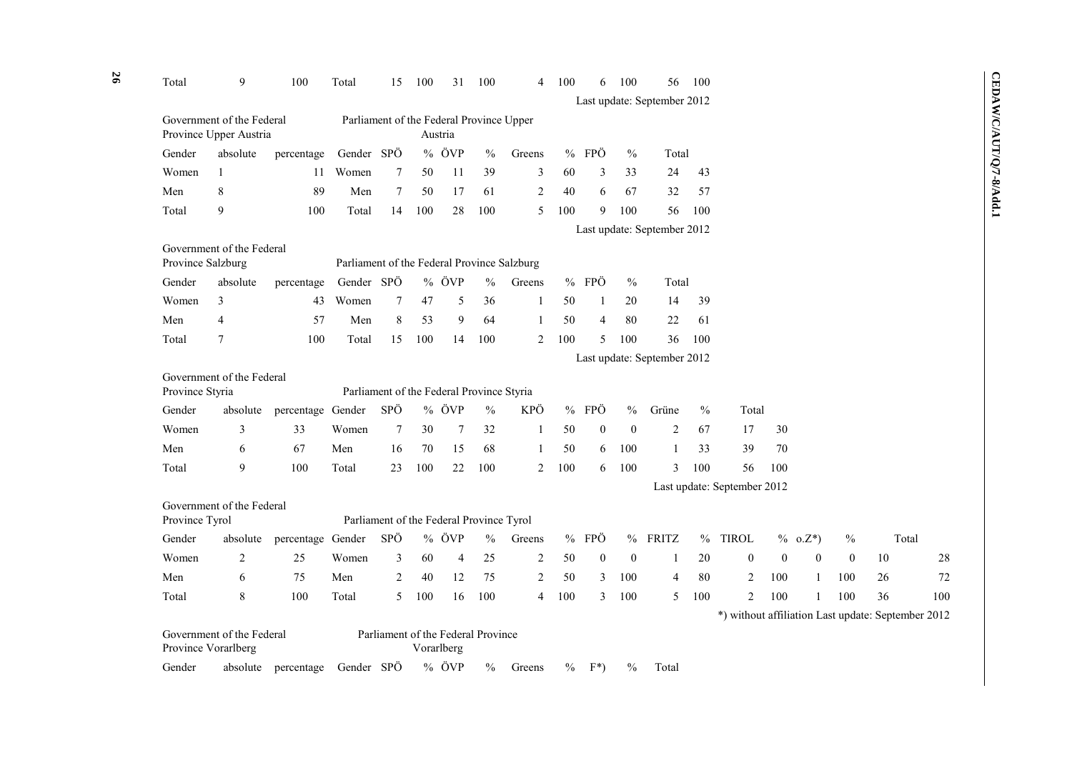| Total | 9 | 100 | Total | 15 | 100 | 31 | 100 | 4 | 100 | 6 | 100 | 56 | 100 |
|---|---|---|---|---|---|---|---|---|---|---|---|---|---|

Last update: September 2012

| Government of the Federal Province Upper Austria | | | Parliament of the Federal Province Upper Austria | | | | | | | | | | |
|---|---|---|---|---|---|---|---|---|---|---|---|---|---|
| Gender | absolute | percentage | Gender | SPÖ | % | ÖVP | % | Greens | % | FPÖ | % | Total | |
| Women | 1 | 11 | Women | 7 | 50 | 11 | 39 | 3 | 60 | 3 | 33 | 24 | 43 |
| Men | 8 | 89 | Men | 7 | 50 | 17 | 61 | 2 | 40 | 6 | 67 | 32 | 57 |
| Total | 9 | 100 | Total | 14 | 100 | 28 | 100 | 5 | 100 | 9 | 100 | 56 | 100 |

Last update: September 2012

| Government of the Federal Province Salzburg | | | Parliament of the Federal Province Salzburg | | | | | | | | | | |
|---|---|---|---|---|---|---|---|---|---|---|---|---|---|
| Gender | absolute | percentage | Gender | SPÖ | % | ÖVP | % | Greens | % | FPÖ | % | Total | |
| Women | 3 | 43 | Women | 7 | 47 | 5 | 36 | 1 | 50 | 1 | 20 | 14 | 39 |
| Men | 4 | 57 | Men | 8 | 53 | 9 | 64 | 1 | 50 | 4 | 80 | 22 | 61 |
| Total | 7 | 100 | Total | 15 | 100 | 14 | 100 | 2 | 100 | 5 | 100 | 36 | 100 |

Last update: September 2012

| Government of the Federal Province Styria | | | Parliament of the Federal Province Styria | | | | | | | | | | | | |
|---|---|---|---|---|---|---|---|---|---|---|---|---|---|---|---|
| Gender | absolute | percentage | Gender | SPÖ | % | ÖVP | % | KPÖ | % | FPÖ | % | Grüne | % | Total | |
| Women | 3 | 33 | Women | 7 | 30 | 7 | 32 | 1 | 50 | 0 | 0 | 2 | 67 | 17 | 30 |
| Men | 6 | 67 | Men | 16 | 70 | 15 | 68 | 1 | 50 | 6 | 100 | 1 | 33 | 39 | 70 |
| Total | 9 | 100 | Total | 23 | 100 | 22 | 100 | 2 | 100 | 6 | 100 | 3 | 100 | 56 | 100 |

Last update: September 2012

| Government of the Federal Province Tyrol | | | Parliament of the Federal Province Tyrol | | | | | | | | | | | | | | | | |
|---|---|---|---|---|---|---|---|---|---|---|---|---|---|---|---|---|---|---|---|
| Gender | absolute | percentage | Gender | SPÖ | % | ÖVP | % | Greens | % | FPÖ | % | FRITZ | % | TIROL | % | o.Z*) | % | Total | |
| Women | 2 | 25 | Women | 3 | 60 | 4 | 25 | 2 | 50 | 0 | 0 | 1 | 20 | 0 | 0 | 0 | 0 | 10 | 28 |
| Men | 6 | 75 | Men | 2 | 40 | 12 | 75 | 2 | 50 | 3 | 100 | 4 | 80 | 2 | 100 | 1 | 100 | 26 | 72 |
| Total | 8 | 100 | Total | 5 | 100 | 16 | 100 | 4 | 100 | 3 | 100 | 5 | 100 | 2 | 100 | 1 | 100 | 36 | 100 |

*) without affiliation Last update: September 2012

| Government of the Federal Province Vorarlberg | | | Parliament of the Federal Province Vorarlberg | | | | | | | | | |
|---|---|---|---|---|---|---|---|---|---|---|---|---|
| Gender | absolute | percentage | Gender | SPÖ | % | ÖVP | % | Greens | % | F*) | % | Total |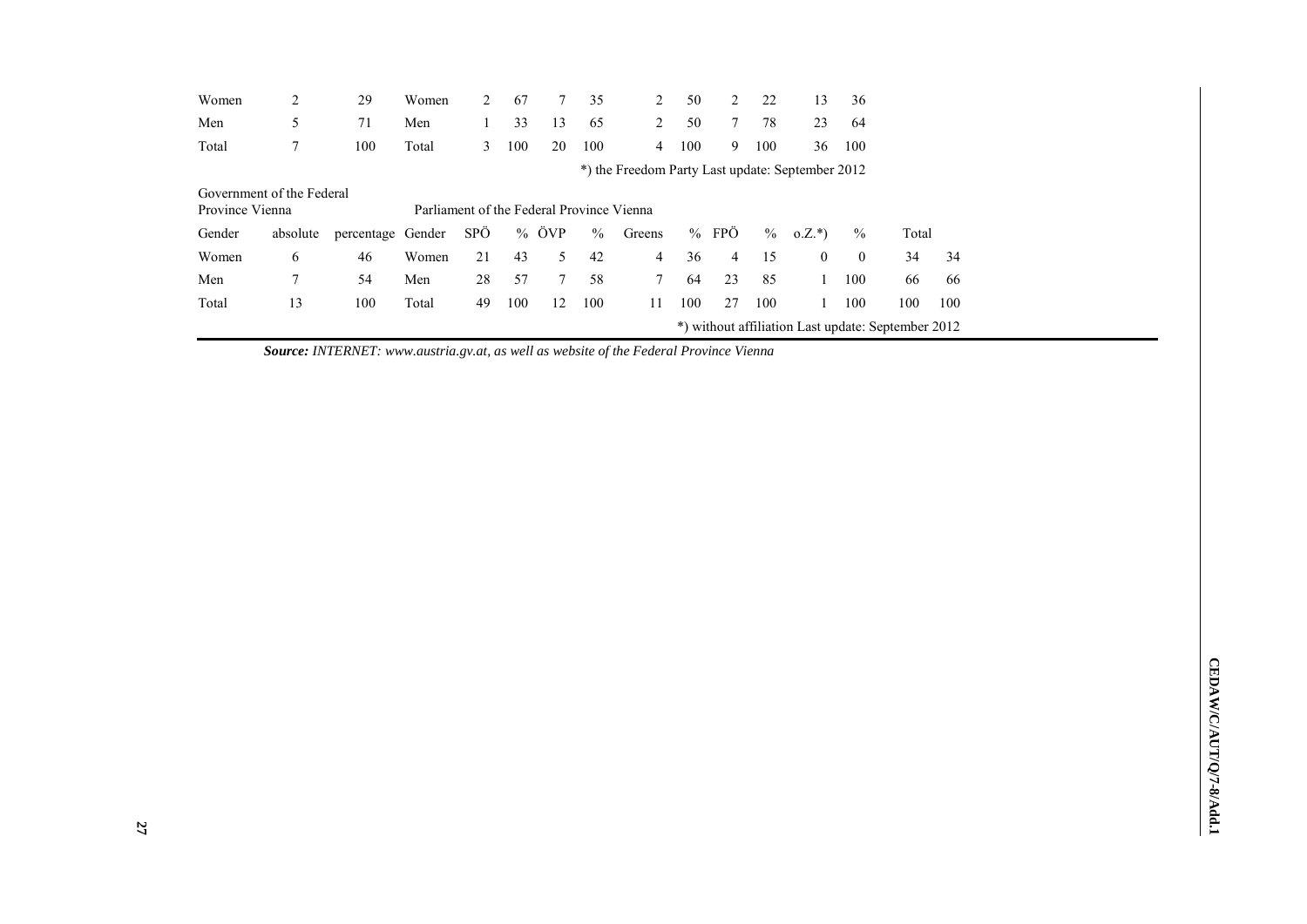| Women | 2 | 29 | Women | 2 | 67 | 7 | 35 | 2 | 50 | 2 | 22 | 13 | 36 |
|---|---|---|---|---|---|---|---|---|---|---|---|---|---|
| Men | 5 | 71 | Men | 1 | 33 | 13 | 65 | 2 | 50 | 7 | 78 | 23 | 64 |
| Total | 7 | 100 | Total | 3 | 100 | 20 | 100 | 4 | 100 | 9 | 100 | 36 | 100 |

*) the Freedom Party Last update: September 2012

| Government of the Federal Province Vienna | | | Parliament of the Federal Province Vienna | | | | | | | | | | | | |
|---|---|---|---|---|---|---|---|---|---|---|---|---|---|---|---|
| Gender | absolute | percentage | Gender | SPÖ | % | ÖVP | % | Greens | % | FPÖ | % | o.Z.*) | % | Total | |
| Women | 6 | 46 | Women | 21 | 43 | 5 | 42 | 4 | 36 | 4 | 15 | 0 | 0 | 34 | 34 |
| Men | 7 | 54 | Men | 28 | 57 | 7 | 58 | 7 | 64 | 23 | 85 | 1 | 100 | 66 | 66 |
| Total | 13 | 100 | Total | 49 | 100 | 12 | 100 | 11 | 100 | 27 | 100 | 1 | 100 | 100 | 100 |

*) without affiliation Last update: September 2012

***Source:*** *INTERNET: www.austria.gv.at, as well as website of the Federal Province Vienna*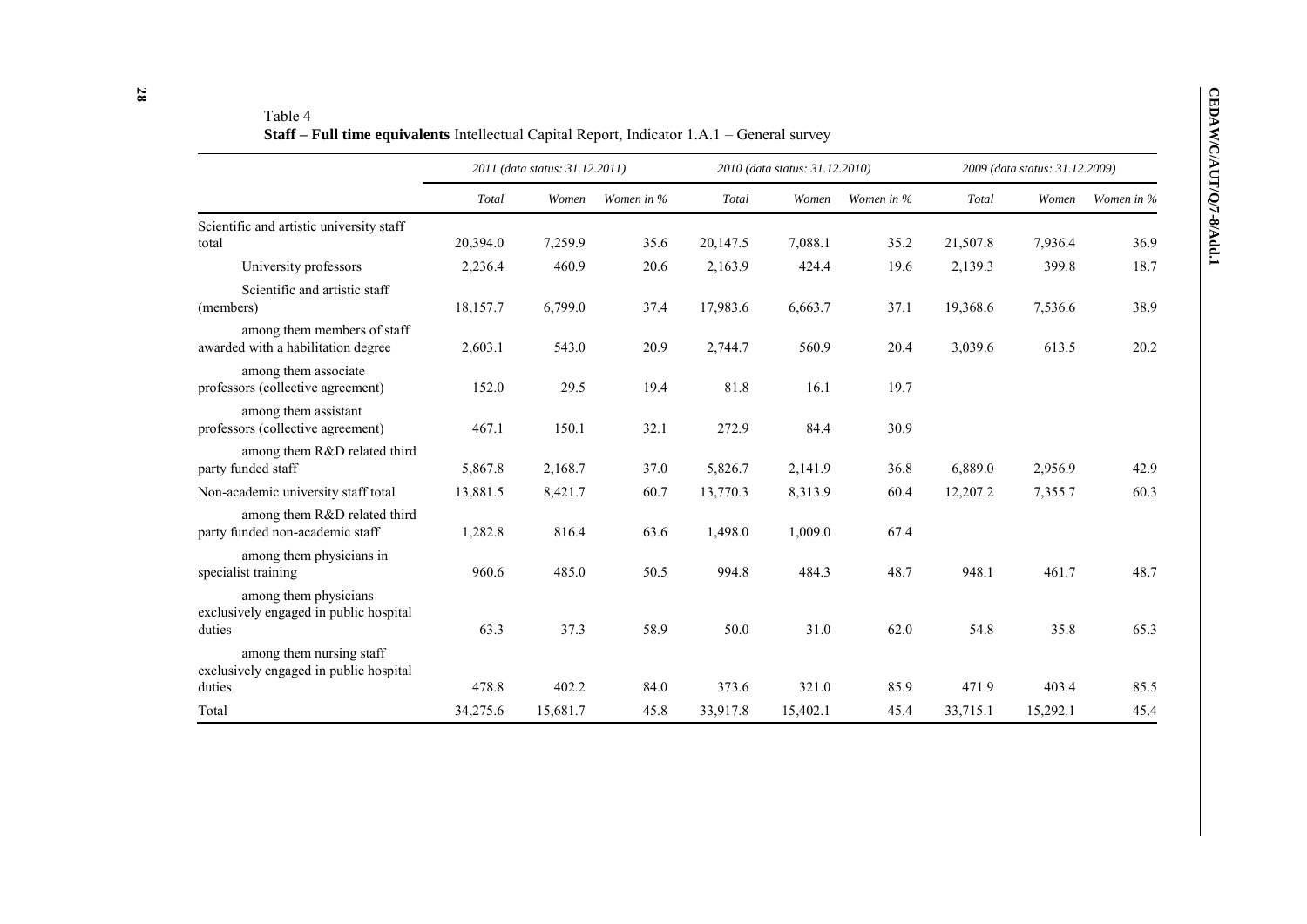Table 4

**Staff – Full time equivalents** Intellectual Capital Report, Indicator 1.A.1 – General survey

| | *2011 (data status: 31.12.2011)* | | | *2010 (data status: 31.12.2010)* | | | *2009 (data status: 31.12.2009)* | | |
|---|---|---|---|---|---|---|---|---|---|
| | *Total* | *Women* | *Women in %* | *Total* | *Women* | *Women in %* | *Total* | *Women* | *Women in %* |
| Scientific and artistic university staff total | 20,394.0 | 7,259.9 | 35.6 | 20,147.5 | 7,088.1 | 35.2 | 21,507.8 | 7,936.4 | 36.9 |
| University professors | 2,236.4 | 460.9 | 20.6 | 2,163.9 | 424.4 | 19.6 | 2,139.3 | 399.8 | 18.7 |
| Scientific and artistic staff (members) | 18,157.7 | 6,799.0 | 37.4 | 17,983.6 | 6,663.7 | 37.1 | 19,368.6 | 7,536.6 | 38.9 |
| among them members of staff awarded with a habilitation degree | 2,603.1 | 543.0 | 20.9 | 2,744.7 | 560.9 | 20.4 | 3,039.6 | 613.5 | 20.2 |
| among them associate professors (collective agreement) | 152.0 | 29.5 | 19.4 | 81.8 | 16.1 | 19.7 | | | |
| among them assistant professors (collective agreement) | 467.1 | 150.1 | 32.1 | 272.9 | 84.4 | 30.9 | | | |
| among them R&D related third party funded staff | 5,867.8 | 2,168.7 | 37.0 | 5,826.7 | 2,141.9 | 36.8 | 6,889.0 | 2,956.9 | 42.9 |
| Non-academic university staff total | 13,881.5 | 8,421.7 | 60.7 | 13,770.3 | 8,313.9 | 60.4 | 12,207.2 | 7,355.7 | 60.3 |
| among them R&D related third party funded non-academic staff | 1,282.8 | 816.4 | 63.6 | 1,498.0 | 1,009.0 | 67.4 | | | |
| among them physicians in specialist training | 960.6 | 485.0 | 50.5 | 994.8 | 484.3 | 48.7 | 948.1 | 461.7 | 48.7 |
| among them physicians exclusively engaged in public hospital duties | 63.3 | 37.3 | 58.9 | 50.0 | 31.0 | 62.0 | 54.8 | 35.8 | 65.3 |
| among them nursing staff exclusively engaged in public hospital duties | 478.8 | 402.2 | 84.0 | 373.6 | 321.0 | 85.9 | 471.9 | 403.4 | 85.5 |
| Total | 34,275.6 | 15,681.7 | 45.8 | 33,917.8 | 15,402.1 | 45.4 | 33,715.1 | 15,292.1 | 45.4 |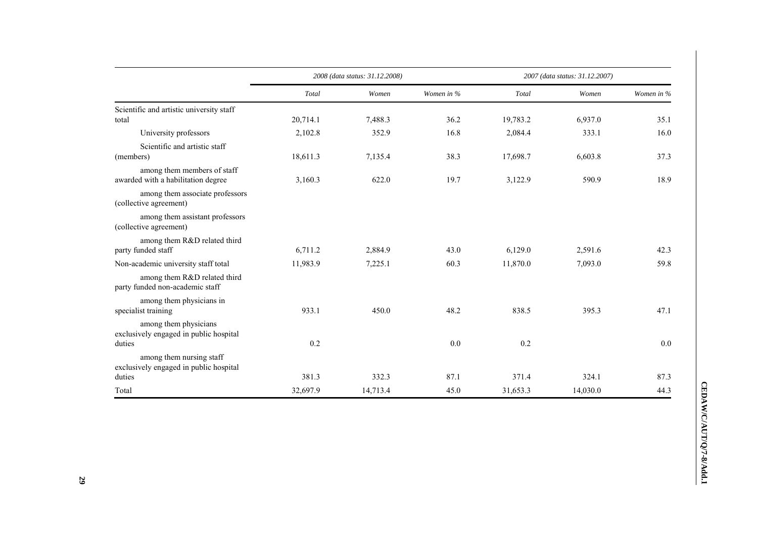| | 2008 (data status: 31.12.2008) | | | 2007 (data status: 31.12.2007) | | |
|---|---|---|---|---|---|---|
| | *Total* | *Women* | *Women in %* | *Total* | *Women* | *Women in %* |
| Scientific and artistic university staff total | 20,714.1 | 7,488.3 | 36.2 | 19,783.2 | 6,937.0 | 35.1 |
| University professors | 2,102.8 | 352.9 | 16.8 | 2,084.4 | 333.1 | 16.0 |
| Scientific and artistic staff (members) | 18,611.3 | 7,135.4 | 38.3 | 17,698.7 | 6,603.8 | 37.3 |
| among them members of staff awarded with a habilitation degree | 3,160.3 | 622.0 | 19.7 | 3,122.9 | 590.9 | 18.9 |
| among them associate professors (collective agreement) | | | | | | |
| among them assistant professors (collective agreement) | | | | | | |
| among them R&D related third party funded staff | 6,711.2 | 2,884.9 | 43.0 | 6,129.0 | 2,591.6 | 42.3 |
| Non-academic university staff total | 11,983.9 | 7,225.1 | 60.3 | 11,870.0 | 7,093.0 | 59.8 |
| among them R&D related third party funded non-academic staff | | | | | | |
| among them physicians in specialist training | 933.1 | 450.0 | 48.2 | 838.5 | 395.3 | 47.1 |
| among them physicians exclusively engaged in public hospital duties | 0.2 | | 0.0 | 0.2 | | 0.0 |
| among them nursing staff exclusively engaged in public hospital duties | 381.3 | 332.3 | 87.1 | 371.4 | 324.1 | 87.3 |
| Total | 32,697.9 | 14,713.4 | 45.0 | 31,653.3 | 14,030.0 | 44.3 |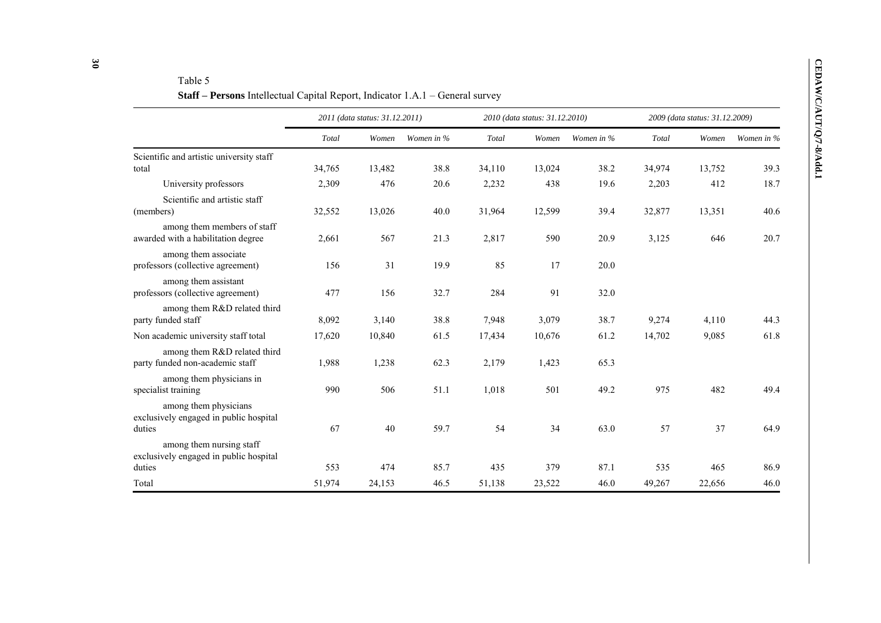Table 5

**Staff – Persons** Intellectual Capital Report, Indicator 1.A.1 – General survey

| | *2011 (data status: 31.12.2011)* | | | *2010 (data status: 31.12.2010)* | | | *2009 (data status: 31.12.2009)* | | |
|---|---|---|---|---|---|---|---|---|---|
| | *Total* | *Women* | *Women in %* | *Total* | *Women* | *Women in %* | *Total* | *Women* | *Women in %* |
| Scientific and artistic university staff total | 34,765 | 13,482 | 38.8 | 34,110 | 13,024 | 38.2 | 34,974 | 13,752 | 39.3 |
| University professors | 2,309 | 476 | 20.6 | 2,232 | 438 | 19.6 | 2,203 | 412 | 18.7 |
| Scientific and artistic staff (members) | 32,552 | 13,026 | 40.0 | 31,964 | 12,599 | 39.4 | 32,877 | 13,351 | 40.6 |
| among them members of staff awarded with a habilitation degree | 2,661 | 567 | 21.3 | 2,817 | 590 | 20.9 | 3,125 | 646 | 20.7 |
| among them associate professors (collective agreement) | 156 | 31 | 19.9 | 85 | 17 | 20.0 | | | |
| among them assistant professors (collective agreement) | 477 | 156 | 32.7 | 284 | 91 | 32.0 | | | |
| among them R&D related third party funded staff | 8,092 | 3,140 | 38.8 | 7,948 | 3,079 | 38.7 | 9,274 | 4,110 | 44.3 |
| Non academic university staff total | 17,620 | 10,840 | 61.5 | 17,434 | 10,676 | 61.2 | 14,702 | 9,085 | 61.8 |
| among them R&D related third party funded non-academic staff | 1,988 | 1,238 | 62.3 | 2,179 | 1,423 | 65.3 | | | |
| among them physicians in specialist training | 990 | 506 | 51.1 | 1,018 | 501 | 49.2 | 975 | 482 | 49.4 |
| among them physicians exclusively engaged in public hospital duties | 67 | 40 | 59.7 | 54 | 34 | 63.0 | 57 | 37 | 64.9 |
| among them nursing staff exclusively engaged in public hospital duties | 553 | 474 | 85.7 | 435 | 379 | 87.1 | 535 | 465 | 86.9 |
| Total | 51,974 | 24,153 | 46.5 | 51,138 | 23,522 | 46.0 | 49,267 | 22,656 | 46.0 |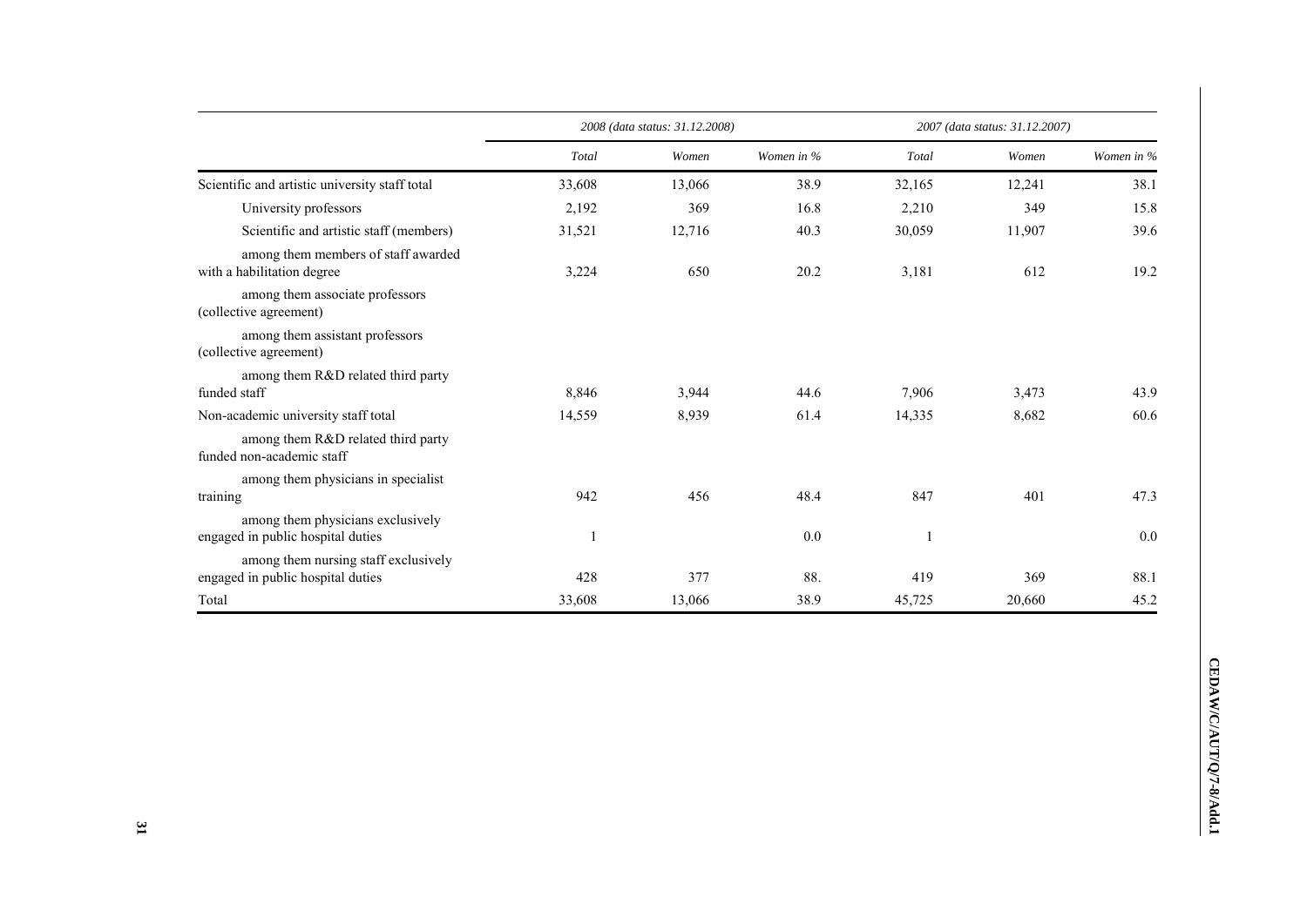| | 2008 (data status: 31.12.2008) | | | 2007 (data status: 31.12.2007) | | |
|---|---|---|---|---|---|---|
| | Total | Women | Women in % | Total | Women | Women in % |
| Scientific and artistic university staff total | 33,608 | 13,066 | 38.9 | 32,165 | 12,241 | 38.1 |
| University professors | 2,192 | 369 | 16.8 | 2,210 | 349 | 15.8 |
| Scientific and artistic staff (members) | 31,521 | 12,716 | 40.3 | 30,059 | 11,907 | 39.6 |
| among them members of staff awarded with a habilitation degree | 3,224 | 650 | 20.2 | 3,181 | 612 | 19.2 |
| among them associate professors (collective agreement) | | | | | | |
| among them assistant professors (collective agreement) | | | | | | |
| among them R&D related third party funded staff | 8,846 | 3,944 | 44.6 | 7,906 | 3,473 | 43.9 |
| Non-academic university staff total | 14,559 | 8,939 | 61.4 | 14,335 | 8,682 | 60.6 |
| among them R&D related third party funded non-academic staff | | | | | | |
| among them physicians in specialist training | 942 | 456 | 48.4 | 847 | 401 | 47.3 |
| among them physicians exclusively engaged in public hospital duties | 1 | | 0.0 | 1 | | 0.0 |
| among them nursing staff exclusively engaged in public hospital duties | 428 | 377 | 88. | 419 | 369 | 88.1 |
| Total | 33,608 | 13,066 | 38.9 | 45,725 | 20,660 | 45.2 |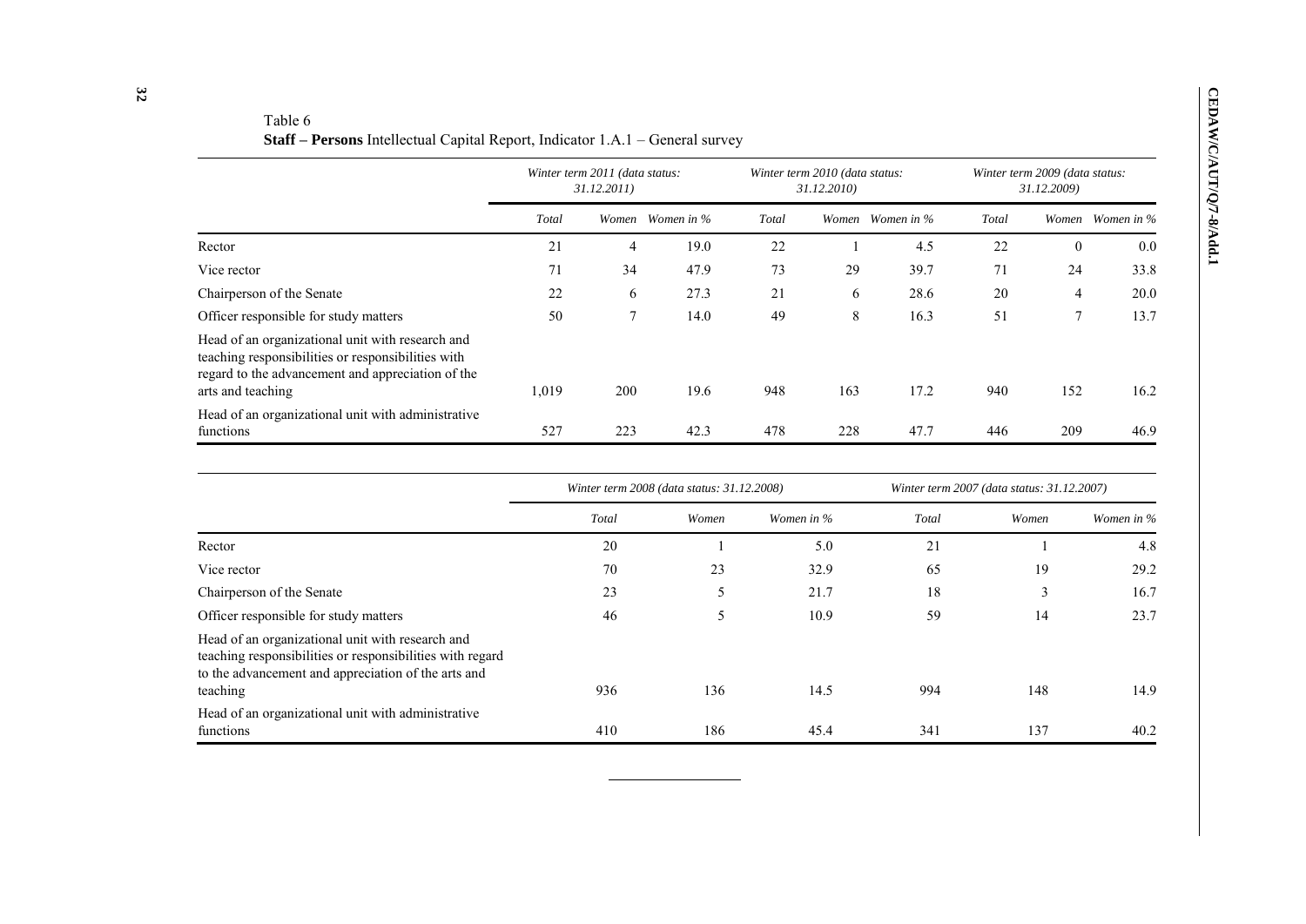Table 6

**Staff – Persons** Intellectual Capital Report, Indicator 1.A.1 – General survey

| | *Winter term 2011 (data status: 31.12.2011)* | | | *Winter term 2010 (data status: 31.12.2010)* | | | *Winter term 2009 (data status: 31.12.2009)* | | |
|---|---|---|---|---|---|---|---|---|---|
| | *Total* | *Women* | *Women in %* | *Total* | *Women* | *Women in %* | *Total* | *Women* | *Women in %* |
| Rector | 21 | 4 | 19.0 | 22 | 1 | 4.5 | 22 | 0 | 0.0 |
| Vice rector | 71 | 34 | 47.9 | 73 | 29 | 39.7 | 71 | 24 | 33.8 |
| Chairperson of the Senate | 22 | 6 | 27.3 | 21 | 6 | 28.6 | 20 | 4 | 20.0 |
| Officer responsible for study matters | 50 | 7 | 14.0 | 49 | 8 | 16.3 | 51 | 7 | 13.7 |
| Head of an organizational unit with research and teaching responsibilities or responsibilities with regard to the advancement and appreciation of the arts and teaching | 1,019 | 200 | 19.6 | 948 | 163 | 17.2 | 940 | 152 | 16.2 |
| Head of an organizational unit with administrative functions | 527 | 223 | 42.3 | 478 | 228 | 47.7 | 446 | 209 | 46.9 |

| | *Winter term 2008 (data status: 31.12.2008)* | | | *Winter term 2007 (data status: 31.12.2007)* | | |
|---|---|---|---|---|---|---|
| | *Total* | *Women* | *Women in %* | *Total* | *Women* | *Women in %* |
| Rector | 20 | 1 | 5.0 | 21 | 1 | 4.8 |
| Vice rector | 70 | 23 | 32.9 | 65 | 19 | 29.2 |
| Chairperson of the Senate | 23 | 5 | 21.7 | 18 | 3 | 16.7 |
| Officer responsible for study matters | 46 | 5 | 10.9 | 59 | 14 | 23.7 |
| Head of an organizational unit with research and teaching responsibilities or responsibilities with regard to the advancement and appreciation of the arts and teaching | 936 | 136 | 14.5 | 994 | 148 | 14.9 |
| Head of an organizational unit with administrative functions | 410 | 186 | 45.4 | 341 | 137 | 40.2 |